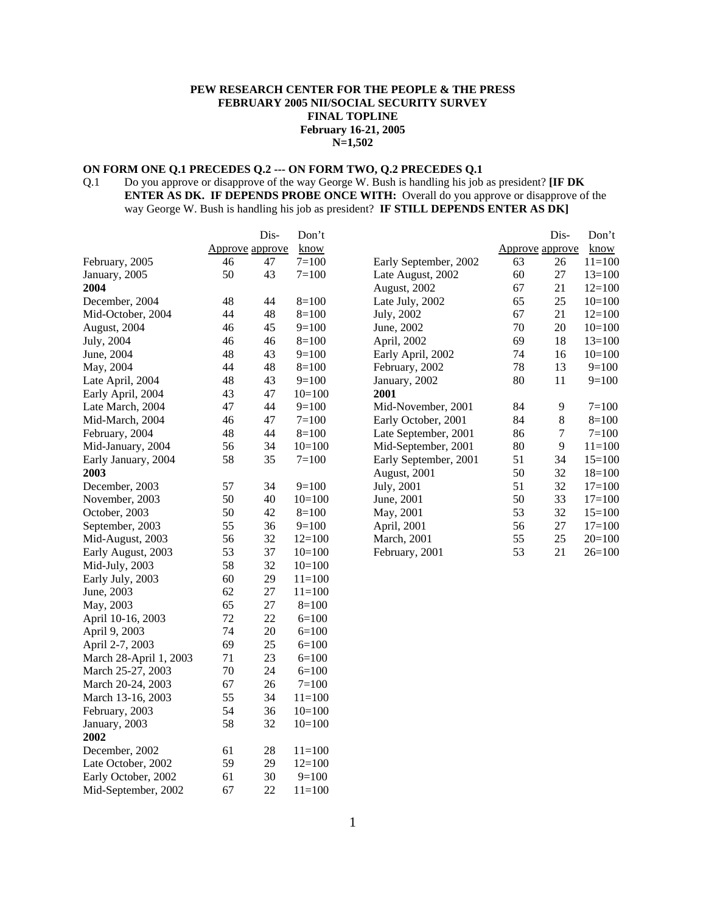**PEW RESEARCH CENTER FOR THE PEOPLE & THE PRESS**
**FEBRUARY 2005 NII/SOCIAL SECURITY SURVEY**
**FINAL TOPLINE**
**February 16-21, 2005**
**N=1,502**

**ON FORM ONE Q.1 PRECEDES Q.2 --- ON FORM TWO, Q.2 PRECEDES Q.1**

Q.1 Do you approve or disapprove of the way George W. Bush is handling his job as president? **[IF DK ENTER AS DK. IF DEPENDS PROBE ONCE WITH:** Overall do you approve or disapprove of the way George W. Bush is handling his job as president? **IF STILL DEPENDS ENTER AS DK]**

| | Approve | Disapprove | Don't know |
|---|---|---|---|
| February, 2005 | 46 | 47 | 7=100 |
| January, 2005 | 50 | 43 | 7=100 |
| **2004** | | | |
| December, 2004 | 48 | 44 | 8=100 |
| Mid-October, 2004 | 44 | 48 | 8=100 |
| August, 2004 | 46 | 45 | 9=100 |
| July, 2004 | 46 | 46 | 8=100 |
| June, 2004 | 48 | 43 | 9=100 |
| May, 2004 | 44 | 48 | 8=100 |
| Late April, 2004 | 48 | 43 | 9=100 |
| Early April, 2004 | 43 | 47 | 10=100 |
| Late March, 2004 | 47 | 44 | 9=100 |
| Mid-March, 2004 | 46 | 47 | 7=100 |
| February, 2004 | 48 | 44 | 8=100 |
| Mid-January, 2004 | 56 | 34 | 10=100 |
| Early January, 2004 | 58 | 35 | 7=100 |
| **2003** | | | |
| December, 2003 | 57 | 34 | 9=100 |
| November, 2003 | 50 | 40 | 10=100 |
| October, 2003 | 50 | 42 | 8=100 |
| September, 2003 | 55 | 36 | 9=100 |
| Mid-August, 2003 | 56 | 32 | 12=100 |
| Early August, 2003 | 53 | 37 | 10=100 |
| Mid-July, 2003 | 58 | 32 | 10=100 |
| Early July, 2003 | 60 | 29 | 11=100 |
| June, 2003 | 62 | 27 | 11=100 |
| May, 2003 | 65 | 27 | 8=100 |
| April 10-16, 2003 | 72 | 22 | 6=100 |
| April 9, 2003 | 74 | 20 | 6=100 |
| April 2-7, 2003 | 69 | 25 | 6=100 |
| March 28-April 1, 2003 | 71 | 23 | 6=100 |
| March 25-27, 2003 | 70 | 24 | 6=100 |
| March 20-24, 2003 | 67 | 26 | 7=100 |
| March 13-16, 2003 | 55 | 34 | 11=100 |
| February, 2003 | 54 | 36 | 10=100 |
| January, 2003 | 58 | 32 | 10=100 |
| **2002** | | | |
| December, 2002 | 61 | 28 | 11=100 |
| Late October, 2002 | 59 | 29 | 12=100 |
| Early October, 2002 | 61 | 30 | 9=100 |
| Mid-September, 2002 | 67 | 22 | 11=100 |
| Early September, 2002 | 63 | 26 | 11=100 |
| Late August, 2002 | 60 | 27 | 13=100 |
| August, 2002 | 67 | 21 | 12=100 |
| Late July, 2002 | 65 | 25 | 10=100 |
| July, 2002 | 67 | 21 | 12=100 |
| June, 2002 | 70 | 20 | 10=100 |
| April, 2002 | 69 | 18 | 13=100 |
| Early April, 2002 | 74 | 16 | 10=100 |
| February, 2002 | 78 | 13 | 9=100 |
| January, 2002 | 80 | 11 | 9=100 |
| **2001** | | | |
| Mid-November, 2001 | 84 | 9 | 7=100 |
| Early October, 2001 | 84 | 8 | 8=100 |
| Late September, 2001 | 86 | 7 | 7=100 |
| Mid-September, 2001 | 80 | 9 | 11=100 |
| Early September, 2001 | 51 | 34 | 15=100 |
| August, 2001 | 50 | 32 | 18=100 |
| July, 2001 | 51 | 32 | 17=100 |
| June, 2001 | 50 | 33 | 17=100 |
| May, 2001 | 53 | 32 | 15=100 |
| April, 2001 | 56 | 27 | 17=100 |
| March, 2001 | 55 | 25 | 20=100 |
| February, 2001 | 53 | 21 | 26=100 |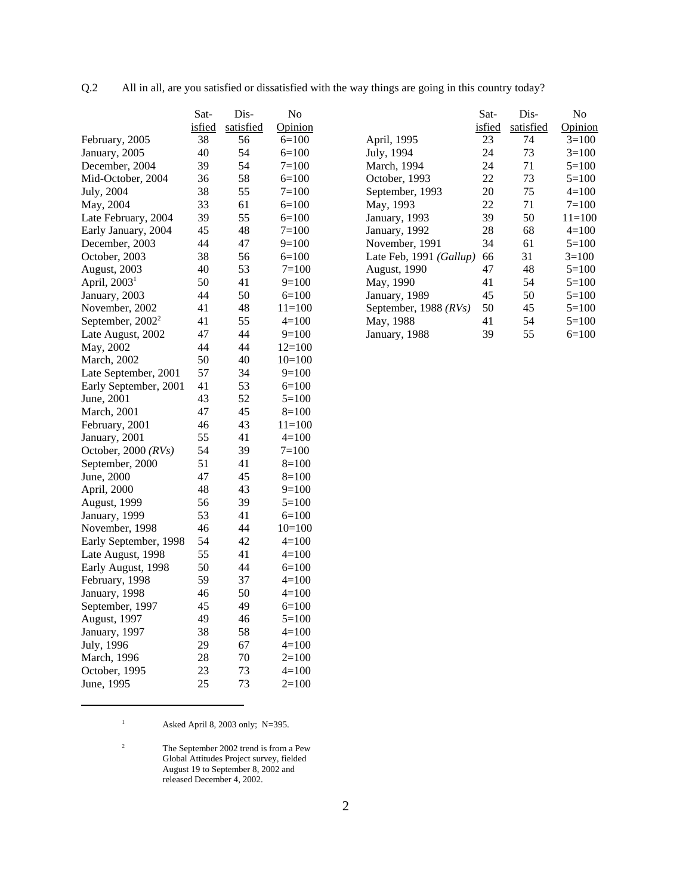Q.2 All in all, are you satisfied or dissatisfied with the way things are going in this country today?

| | Satisfied | Dissatisfied | No Opinion |
|---|---|---|---|
| February, 2005 | 38 | 56 | 6=100 |
| January, 2005 | 40 | 54 | 6=100 |
| December, 2004 | 39 | 54 | 7=100 |
| Mid-October, 2004 | 36 | 58 | 6=100 |
| July, 2004 | 38 | 55 | 7=100 |
| May, 2004 | 33 | 61 | 6=100 |
| Late February, 2004 | 39 | 55 | 6=100 |
| Early January, 2004 | 45 | 48 | 7=100 |
| December, 2003 | 44 | 47 | 9=100 |
| October, 2003 | 38 | 56 | 6=100 |
| August, 2003 | 40 | 53 | 7=100 |
| April, 2003[1] | 50 | 41 | 9=100 |
| January, 2003 | 44 | 50 | 6=100 |
| November, 2002 | 41 | 48 | 11=100 |
| September, 2002[2] | 41 | 55 | 4=100 |
| Late August, 2002 | 47 | 44 | 9=100 |
| May, 2002 | 44 | 44 | 12=100 |
| March, 2002 | 50 | 40 | 10=100 |
| Late September, 2001 | 57 | 34 | 9=100 |
| Early September, 2001 | 41 | 53 | 6=100 |
| June, 2001 | 43 | 52 | 5=100 |
| March, 2001 | 47 | 45 | 8=100 |
| February, 2001 | 46 | 43 | 11=100 |
| January, 2001 | 55 | 41 | 4=100 |
| October, 2000 *(RVs)* | 54 | 39 | 7=100 |
| September, 2000 | 51 | 41 | 8=100 |
| June, 2000 | 47 | 45 | 8=100 |
| April, 2000 | 48 | 43 | 9=100 |
| August, 1999 | 56 | 39 | 5=100 |
| January, 1999 | 53 | 41 | 6=100 |
| November, 1998 | 46 | 44 | 10=100 |
| Early September, 1998 | 54 | 42 | 4=100 |
| Late August, 1998 | 55 | 41 | 4=100 |
| Early August, 1998 | 50 | 44 | 6=100 |
| February, 1998 | 59 | 37 | 4=100 |
| January, 1998 | 46 | 50 | 4=100 |
| September, 1997 | 45 | 49 | 6=100 |
| August, 1997 | 49 | 46 | 5=100 |
| January, 1997 | 38 | 58 | 4=100 |
| July, 1996 | 29 | 67 | 4=100 |
| March, 1996 | 28 | 70 | 2=100 |
| October, 1995 | 23 | 73 | 4=100 |
| June, 1995 | 25 | 73 | 2=100 |
| April, 1995 | 23 | 74 | 3=100 |
| July, 1994 | 24 | 73 | 3=100 |
| March, 1994 | 24 | 71 | 5=100 |
| October, 1993 | 22 | 73 | 5=100 |
| September, 1993 | 20 | 75 | 4=100 |
| May, 1993 | 22 | 71 | 7=100 |
| January, 1993 | 39 | 50 | 11=100 |
| January, 1992 | 28 | 68 | 4=100 |
| November, 1991 | 34 | 61 | 5=100 |
| Late Feb, 1991 *(Gallup)* | 66 | 31 | 3=100 |
| August, 1990 | 47 | 48 | 5=100 |
| May, 1990 | 41 | 54 | 5=100 |
| January, 1989 | 45 | 50 | 5=100 |
| September, 1988 *(RVs)* | 50 | 45 | 5=100 |
| May, 1988 | 41 | 54 | 5=100 |
| January, 1988 | 39 | 55 | 6=100 |

[1] Asked April 8, 2003 only; N=395.

[2] The September 2002 trend is from a Pew Global Attitudes Project survey, fielded August 19 to September 8, 2002 and released December 4, 2002.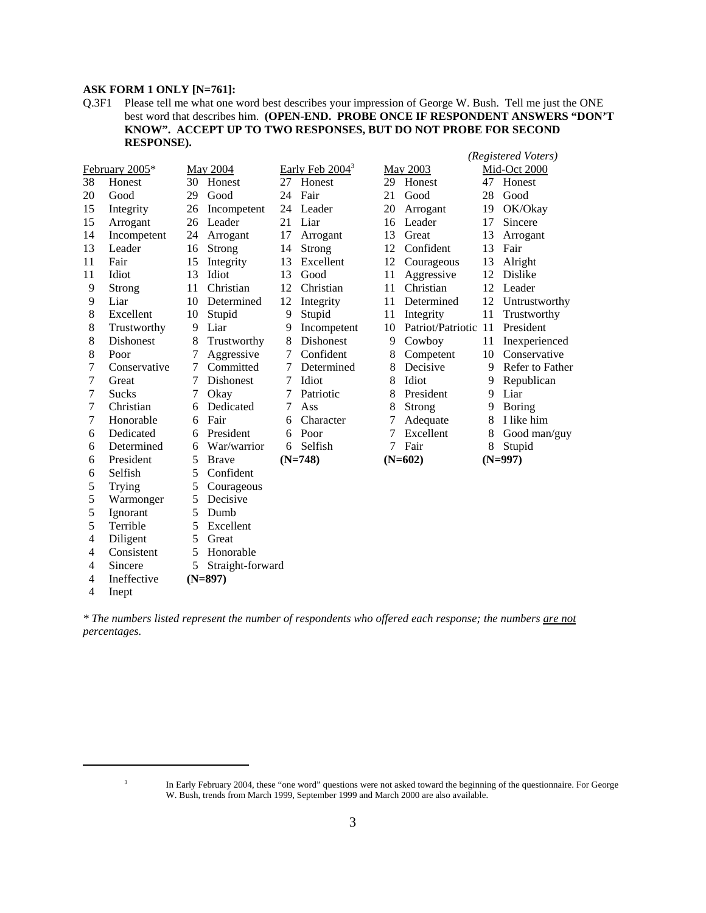**ASK FORM 1 ONLY [N=761]:**

Q.3F1 Please tell me what one word best describes your impression of George W. Bush. Tell me just the ONE best word that describes him. **(OPEN-END. PROBE ONCE IF RESPONDENT ANSWERS "DON'T KNOW". ACCEPT UP TO TWO RESPONSES, BUT DO NOT PROBE FOR SECOND RESPONSE).**

| February 2005* | | May 2004 | | Early Feb 2004[3] | | May 2003 | | (Registered Voters) Mid-Oct 2000 | |
|---|---|---|---|---|---|---|---|---|---|
| 38 | Honest | 30 | Honest | 27 | Honest | 29 | Honest | 47 | Honest |
| 20 | Good | 29 | Good | 24 | Fair | 21 | Good | 28 | Good |
| 15 | Integrity | 26 | Incompetent | 24 | Leader | 20 | Arrogant | 19 | OK/Okay |
| 15 | Arrogant | 26 | Leader | 21 | Liar | 16 | Leader | 17 | Sincere |
| 14 | Incompetent | 24 | Arrogant | 17 | Arrogant | 13 | Great | 13 | Arrogant |
| 13 | Leader | 16 | Strong | 14 | Strong | 12 | Confident | 13 | Fair |
| 11 | Fair | 15 | Integrity | 13 | Excellent | 12 | Courageous | 13 | Alright |
| 11 | Idiot | 13 | Idiot | 13 | Good | 11 | Aggressive | 12 | Dislike |
| 9 | Strong | 11 | Christian | 12 | Christian | 11 | Christian | 12 | Leader |
| 9 | Liar | 10 | Determined | 12 | Integrity | 11 | Determined | 12 | Untrustworthy |
| 8 | Excellent | 10 | Stupid | 9 | Stupid | 11 | Integrity | 11 | Trustworthy |
| 8 | Trustworthy | 9 | Liar | 9 | Incompetent | 10 | Patriot/Patriotic | 11 | President |
| 8 | Dishonest | 8 | Trustworthy | 8 | Dishonest | 9 | Cowboy | 11 | Inexperienced |
| 8 | Poor | 7 | Aggressive | 7 | Confident | 8 | Competent | 10 | Conservative |
| 7 | Conservative | 7 | Committed | 7 | Determined | 8 | Decisive | 9 | Refer to Father |
| 7 | Great | 7 | Dishonest | 7 | Idiot | 8 | Idiot | 9 | Republican |
| 7 | Sucks | 7 | Okay | 7 | Patriotic | 8 | President | 9 | Liar |
| 7 | Christian | 6 | Dedicated | 7 | Ass | 8 | Strong | 9 | Boring |
| 7 | Honorable | 6 | Fair | 6 | Character | 7 | Adequate | 8 | I like him |
| 6 | Dedicated | 6 | President | 6 | Poor | 7 | Excellent | 8 | Good man/guy |
| 6 | Determined | 6 | War/warrior | 6 | Selfish | 7 | Fair | 8 | Stupid |
| 6 | President | 5 | Brave | **(N=748)** | | **(N=602)** | | **(N=997)** | |
| 6 | Selfish | 5 | Confident | | | | | | |
| 5 | Trying | 5 | Courageous | | | | | | |
| 5 | Warmonger | 5 | Decisive | | | | | | |
| 5 | Ignorant | 5 | Dumb | | | | | | |
| 5 | Terrible | 5 | Excellent | | | | | | |
| 4 | Diligent | 5 | Great | | | | | | |
| 4 | Consistent | 5 | Honorable | | | | | | |
| 4 | Sincere | 5 | Straight-forward | | | | | | |
| 4 | Ineffective | **(N=897)** | | | | | | | |
| 4 | Inept | | | | | | | | |

*\* The numbers listed represent the number of respondents who offered each response; the numbers are not percentages.*

[3] In Early February 2004, these "one word" questions were not asked toward the beginning of the questionnaire. For George W. Bush, trends from March 1999, September 1999 and March 2000 are also available.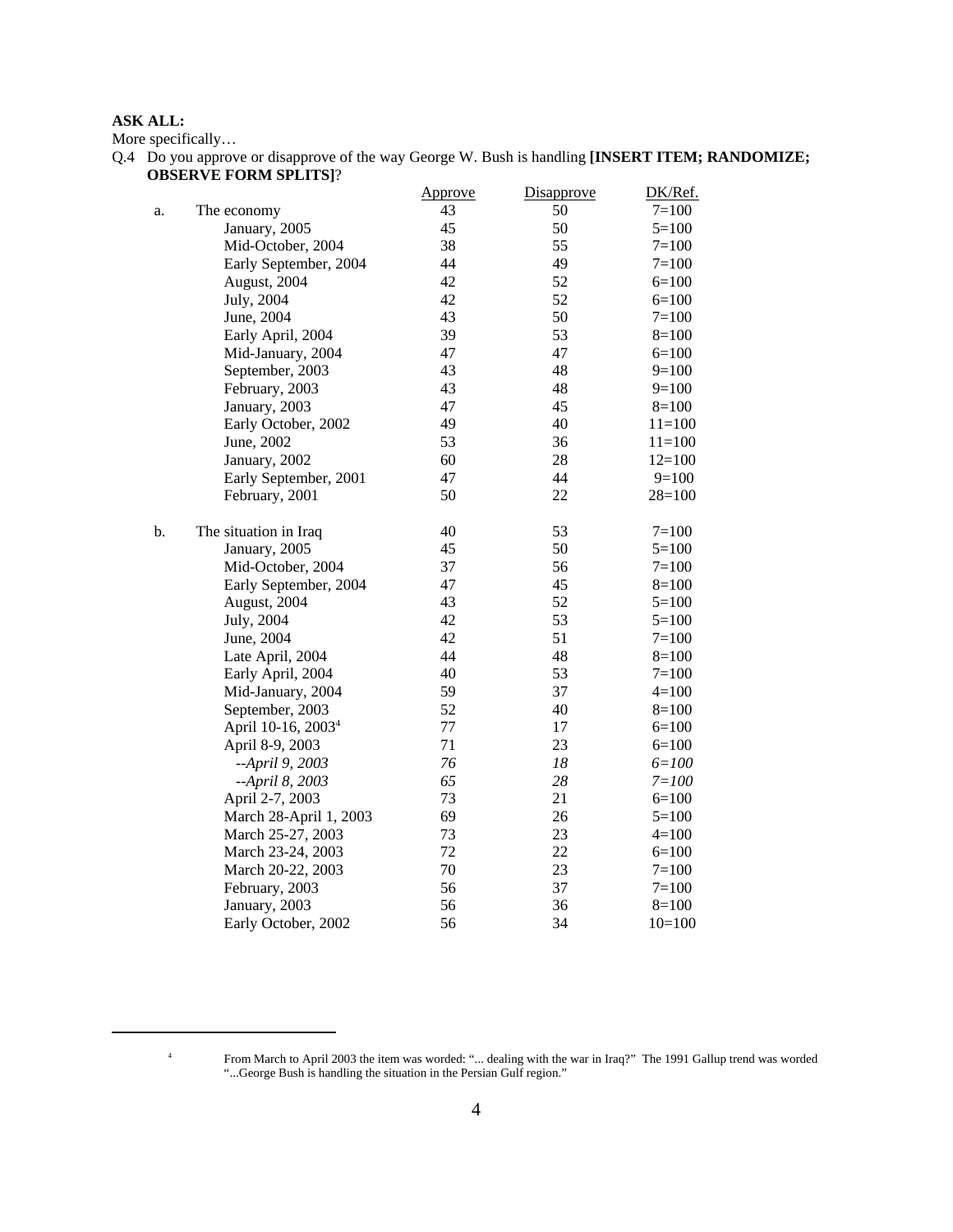**ASK ALL:**
More specifically…

Q.4 Do you approve or disapprove of the way George W. Bush is handling **[INSERT ITEM; RANDOMIZE; OBSERVE FORM SPLITS]**?

| | | Approve | Disapprove | DK/Ref. |
|---|---|---|---|---|
| a. | The economy | 43 | 50 | 7=100 |
| | January, 2005 | 45 | 50 | 5=100 |
| | Mid-October, 2004 | 38 | 55 | 7=100 |
| | Early September, 2004 | 44 | 49 | 7=100 |
| | August, 2004 | 42 | 52 | 6=100 |
| | July, 2004 | 42 | 52 | 6=100 |
| | June, 2004 | 43 | 50 | 7=100 |
| | Early April, 2004 | 39 | 53 | 8=100 |
| | Mid-January, 2004 | 47 | 47 | 6=100 |
| | September, 2003 | 43 | 48 | 9=100 |
| | February, 2003 | 43 | 48 | 9=100 |
| | January, 2003 | 47 | 45 | 8=100 |
| | Early October, 2002 | 49 | 40 | 11=100 |
| | June, 2002 | 53 | 36 | 11=100 |
| | January, 2002 | 60 | 28 | 12=100 |
| | Early September, 2001 | 47 | 44 | 9=100 |
| | February, 2001 | 50 | 22 | 28=100 |
| | | | | |
| b. | The situation in Iraq | 40 | 53 | 7=100 |
| | January, 2005 | 45 | 50 | 5=100 |
| | Mid-October, 2004 | 37 | 56 | 7=100 |
| | Early September, 2004 | 47 | 45 | 8=100 |
| | August, 2004 | 43 | 52 | 5=100 |
| | July, 2004 | 42 | 53 | 5=100 |
| | June, 2004 | 42 | 51 | 7=100 |
| | Late April, 2004 | 44 | 48 | 8=100 |
| | Early April, 2004 | 40 | 53 | 7=100 |
| | Mid-January, 2004 | 59 | 37 | 4=100 |
| | September, 2003 | 52 | 40 | 8=100 |
| | April 10-16, 2003[4] | 77 | 17 | 6=100 |
| | April 8-9, 2003 | 71 | 23 | 6=100 |
| | *--April 9, 2003* | *76* | *18* | *6=100* |
| | *--April 8, 2003* | *65* | *28* | *7=100* |
| | April 2-7, 2003 | 73 | 21 | 6=100 |
| | March 28-April 1, 2003 | 69 | 26 | 5=100 |
| | March 25-27, 2003 | 73 | 23 | 4=100 |
| | March 23-24, 2003 | 72 | 22 | 6=100 |
| | March 20-22, 2003 | 70 | 23 | 7=100 |
| | February, 2003 | 56 | 37 | 7=100 |
| | January, 2003 | 56 | 36 | 8=100 |
| | Early October, 2002 | 56 | 34 | 10=100 |

[4] From March to April 2003 the item was worded: "... dealing with the war in Iraq?" The 1991 Gallup trend was worded "...George Bush is handling the situation in the Persian Gulf region."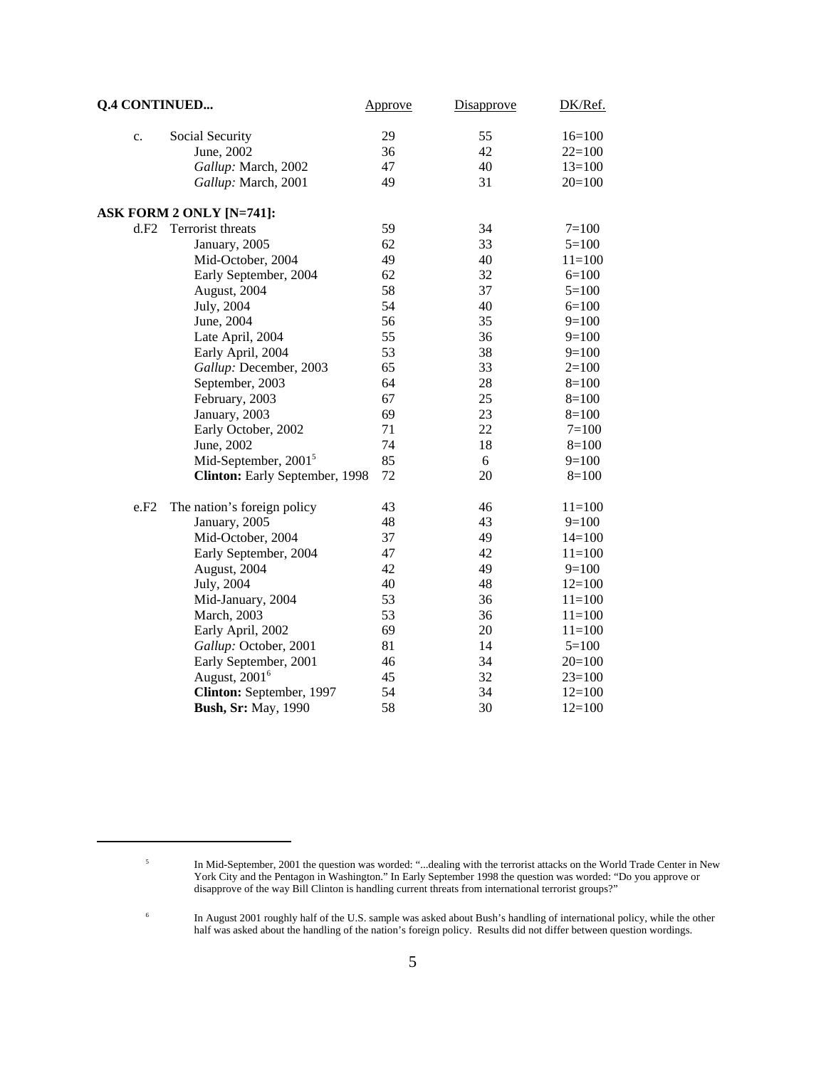| **Q.4 CONTINUED...** | | Approve | Disapprove | DK/Ref. |
|---|---|---|---|---|
| c. | Social Security | 29 | 55 | 16=100 |
| | June, 2002 | 36 | 42 | 22=100 |
| | *Gallup:* March, 2002 | 47 | 40 | 13=100 |
| | *Gallup:* March, 2001 | 49 | 31 | 20=100 |
| **ASK FORM 2 ONLY [N=741]:** | | | | |
| d.F2 | Terrorist threats | 59 | 34 | 7=100 |
| | January, 2005 | 62 | 33 | 5=100 |
| | Mid-October, 2004 | 49 | 40 | 11=100 |
| | Early September, 2004 | 62 | 32 | 6=100 |
| | August, 2004 | 58 | 37 | 5=100 |
| | July, 2004 | 54 | 40 | 6=100 |
| | June, 2004 | 56 | 35 | 9=100 |
| | Late April, 2004 | 55 | 36 | 9=100 |
| | Early April, 2004 | 53 | 38 | 9=100 |
| | *Gallup:* December, 2003 | 65 | 33 | 2=100 |
| | September, 2003 | 64 | 28 | 8=100 |
| | February, 2003 | 67 | 25 | 8=100 |
| | January, 2003 | 69 | 23 | 8=100 |
| | Early October, 2002 | 71 | 22 | 7=100 |
| | June, 2002 | 74 | 18 | 8=100 |
| | Mid-September, 2001[5] | 85 | 6 | 9=100 |
| | **Clinton:** Early September, 1998 | 72 | 20 | 8=100 |
| e.F2 | The nation's foreign policy | 43 | 46 | 11=100 |
| | January, 2005 | 48 | 43 | 9=100 |
| | Mid-October, 2004 | 37 | 49 | 14=100 |
| | Early September, 2004 | 47 | 42 | 11=100 |
| | August, 2004 | 42 | 49 | 9=100 |
| | July, 2004 | 40 | 48 | 12=100 |
| | Mid-January, 2004 | 53 | 36 | 11=100 |
| | March, 2003 | 53 | 36 | 11=100 |
| | Early April, 2002 | 69 | 20 | 11=100 |
| | *Gallup:* October, 2001 | 81 | 14 | 5=100 |
| | Early September, 2001 | 46 | 34 | 20=100 |
| | August, 2001[6] | 45 | 32 | 23=100 |
| | **Clinton:** September, 1997 | 54 | 34 | 12=100 |
| | **Bush, Sr:** May, 1990 | 58 | 30 | 12=100 |

[5] In Mid-September, 2001 the question was worded: "...dealing with the terrorist attacks on the World Trade Center in New York City and the Pentagon in Washington." In Early September 1998 the question was worded: "Do you approve or disapprove of the way Bill Clinton is handling current threats from international terrorist groups?"

[6] In August 2001 roughly half of the U.S. sample was asked about Bush's handling of international policy, while the other half was asked about the handling of the nation's foreign policy. Results did not differ between question wordings.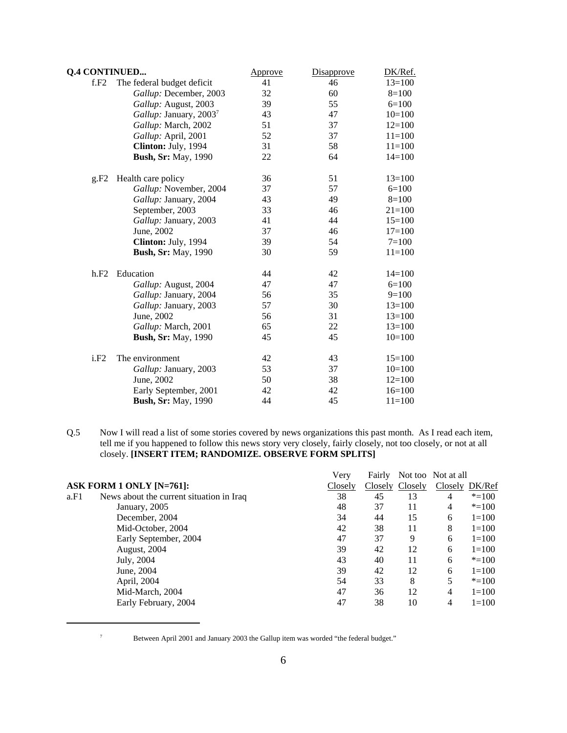**Q.4 CONTINUED...**

| | | Approve | Disapprove | DK/Ref. |
|---|---|---|---|---|
| f.F2 | The federal budget deficit | 41 | 46 | 13=100 |
| | *Gallup:* December, 2003 | 32 | 60 | 8=100 |
| | *Gallup:* August, 2003 | 39 | 55 | 6=100 |
| | *Gallup:* January, 2003[7] | 43 | 47 | 10=100 |
| | *Gallup:* March, 2002 | 51 | 37 | 12=100 |
| | *Gallup:* April, 2001 | 52 | 37 | 11=100 |
| | **Clinton:** July, 1994 | 31 | 58 | 11=100 |
| | **Bush, Sr:** May, 1990 | 22 | 64 | 14=100 |
| | | | | |
| g.F2 | Health care policy | 36 | 51 | 13=100 |
| | *Gallup:* November, 2004 | 37 | 57 | 6=100 |
| | *Gallup:* January, 2004 | 43 | 49 | 8=100 |
| | September, 2003 | 33 | 46 | 21=100 |
| | *Gallup:* January, 2003 | 41 | 44 | 15=100 |
| | June, 2002 | 37 | 46 | 17=100 |
| | **Clinton:** July, 1994 | 39 | 54 | 7=100 |
| | **Bush, Sr:** May, 1990 | 30 | 59 | 11=100 |
| | | | | |
| h.F2 | Education | 44 | 42 | 14=100 |
| | *Gallup:* August, 2004 | 47 | 47 | 6=100 |
| | *Gallup:* January, 2004 | 56 | 35 | 9=100 |
| | *Gallup:* January, 2003 | 57 | 30 | 13=100 |
| | June, 2002 | 56 | 31 | 13=100 |
| | *Gallup:* March, 2001 | 65 | 22 | 13=100 |
| | **Bush, Sr:** May, 1990 | 45 | 45 | 10=100 |
| | | | | |
| i.F2 | The environment | 42 | 43 | 15=100 |
| | *Gallup:* January, 2003 | 53 | 37 | 10=100 |
| | June, 2002 | 50 | 38 | 12=100 |
| | Early September, 2001 | 42 | 42 | 16=100 |
| | **Bush, Sr:** May, 1990 | 44 | 45 | 11=100 |

Q.5 Now I will read a list of some stories covered by news organizations this past month. As I read each item, tell me if you happened to follow this news story very closely, fairly closely, not too closely, or not at all closely. **[INSERT ITEM; RANDOMIZE. OBSERVE FORM SPLITS]**

**ASK FORM 1 ONLY [N=761]:**

| | | Very Closely | Fairly Closely | Not too Closely | Not at all Closely | DK/Ref |
|---|---|---|---|---|---|---|
| a.F1 | News about the current situation in Iraq | 38 | 45 | 13 | 4 | *=100 |
| | January, 2005 | 48 | 37 | 11 | 4 | *=100 |
| | December, 2004 | 34 | 44 | 15 | 6 | 1=100 |
| | Mid-October, 2004 | 42 | 38 | 11 | 8 | 1=100 |
| | Early September, 2004 | 47 | 37 | 9 | 6 | 1=100 |
| | August, 2004 | 39 | 42 | 12 | 6 | 1=100 |
| | July, 2004 | 43 | 40 | 11 | 6 | *=100 |
| | June, 2004 | 39 | 42 | 12 | 6 | 1=100 |
| | April, 2004 | 54 | 33 | 8 | 5 | *=100 |
| | Mid-March, 2004 | 47 | 36 | 12 | 4 | 1=100 |
| | Early February, 2004 | 47 | 38 | 10 | 4 | 1=100 |

[7] Between April 2001 and January 2003 the Gallup item was worded "the federal budget."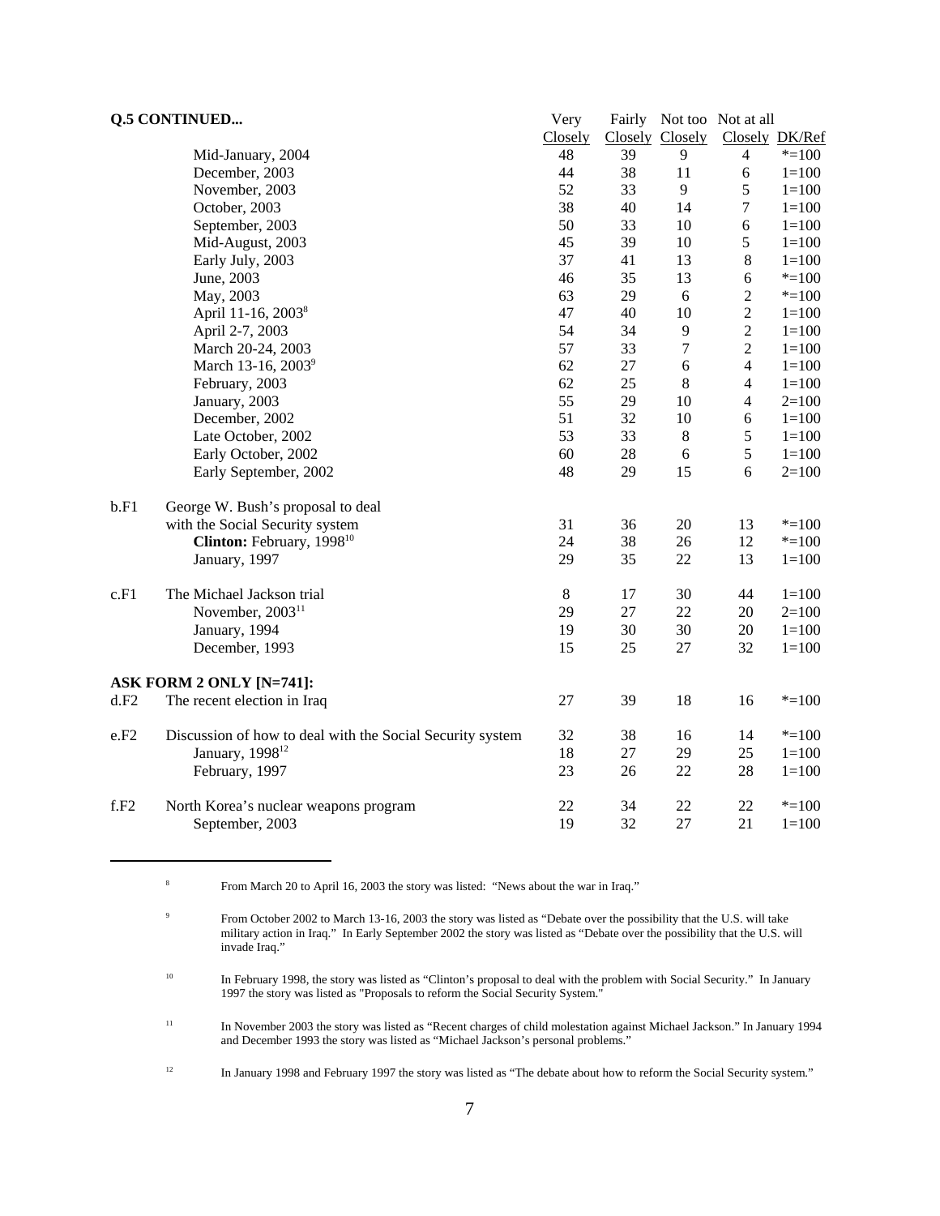**Q.5 CONTINUED...**

| | | Very Closely | Fairly Closely | Not too Closely | Not at all Closely | DK/Ref |
|---|---|---|---|---|---|---|
| | Mid-January, 2004 | 48 | 39 | 9 | 4 | *=100 |
| | December, 2003 | 44 | 38 | 11 | 6 | 1=100 |
| | November, 2003 | 52 | 33 | 9 | 5 | 1=100 |
| | October, 2003 | 38 | 40 | 14 | 7 | 1=100 |
| | September, 2003 | 50 | 33 | 10 | 6 | 1=100 |
| | Mid-August, 2003 | 45 | 39 | 10 | 5 | 1=100 |
| | Early July, 2003 | 37 | 41 | 13 | 8 | 1=100 |
| | June, 2003 | 46 | 35 | 13 | 6 | *=100 |
| | May, 2003 | 63 | 29 | 6 | 2 | *=100 |
| | April 11-16, 2003[8] | 47 | 40 | 10 | 2 | 1=100 |
| | April 2-7, 2003 | 54 | 34 | 9 | 2 | 1=100 |
| | March 20-24, 2003 | 57 | 33 | 7 | 2 | 1=100 |
| | March 13-16, 2003[9] | 62 | 27 | 6 | 4 | 1=100 |
| | February, 2003 | 62 | 25 | 8 | 4 | 1=100 |
| | January, 2003 | 55 | 29 | 10 | 4 | 2=100 |
| | December, 2002 | 51 | 32 | 10 | 6 | 1=100 |
| | Late October, 2002 | 53 | 33 | 8 | 5 | 1=100 |
| | Early October, 2002 | 60 | 28 | 6 | 5 | 1=100 |
| | Early September, 2002 | 48 | 29 | 15 | 6 | 2=100 |
| b.F1 | George W. Bush's proposal to deal with the Social Security system | 31 | 36 | 20 | 13 | *=100 |
| | **Clinton:** February, 1998[10] | 24 | 38 | 26 | 12 | *=100 |
| | January, 1997 | 29 | 35 | 22 | 13 | 1=100 |
| c.F1 | The Michael Jackson trial | 8 | 17 | 30 | 44 | 1=100 |
| | November, 2003[11] | 29 | 27 | 22 | 20 | 2=100 |
| | January, 1994 | 19 | 30 | 30 | 20 | 1=100 |
| | December, 1993 | 15 | 25 | 27 | 32 | 1=100 |
| | **ASK FORM 2 ONLY [N=741]:** | | | | | |
| d.F2 | The recent election in Iraq | 27 | 39 | 18 | 16 | *=100 |
| e.F2 | Discussion of how to deal with the Social Security system | 32 | 38 | 16 | 14 | *=100 |
| | January, 1998[12] | 18 | 27 | 29 | 25 | 1=100 |
| | February, 1997 | 23 | 26 | 22 | 28 | 1=100 |
| f.F2 | North Korea's nuclear weapons program | 22 | 34 | 22 | 22 | *=100 |
| | September, 2003 | 19 | 32 | 27 | 21 | 1=100 |

---

[8] From March 20 to April 16, 2003 the story was listed: "News about the war in Iraq."

[9] From October 2002 to March 13-16, 2003 the story was listed as "Debate over the possibility that the U.S. will take military action in Iraq." In Early September 2002 the story was listed as "Debate over the possibility that the U.S. will invade Iraq."

[10] In February 1998, the story was listed as "Clinton's proposal to deal with the problem with Social Security." In January 1997 the story was listed as "Proposals to reform the Social Security System."

[11] In November 2003 the story was listed as "Recent charges of child molestation against Michael Jackson." In January 1994 and December 1993 the story was listed as "Michael Jackson's personal problems."

[12] In January 1998 and February 1997 the story was listed as "The debate about how to reform the Social Security system."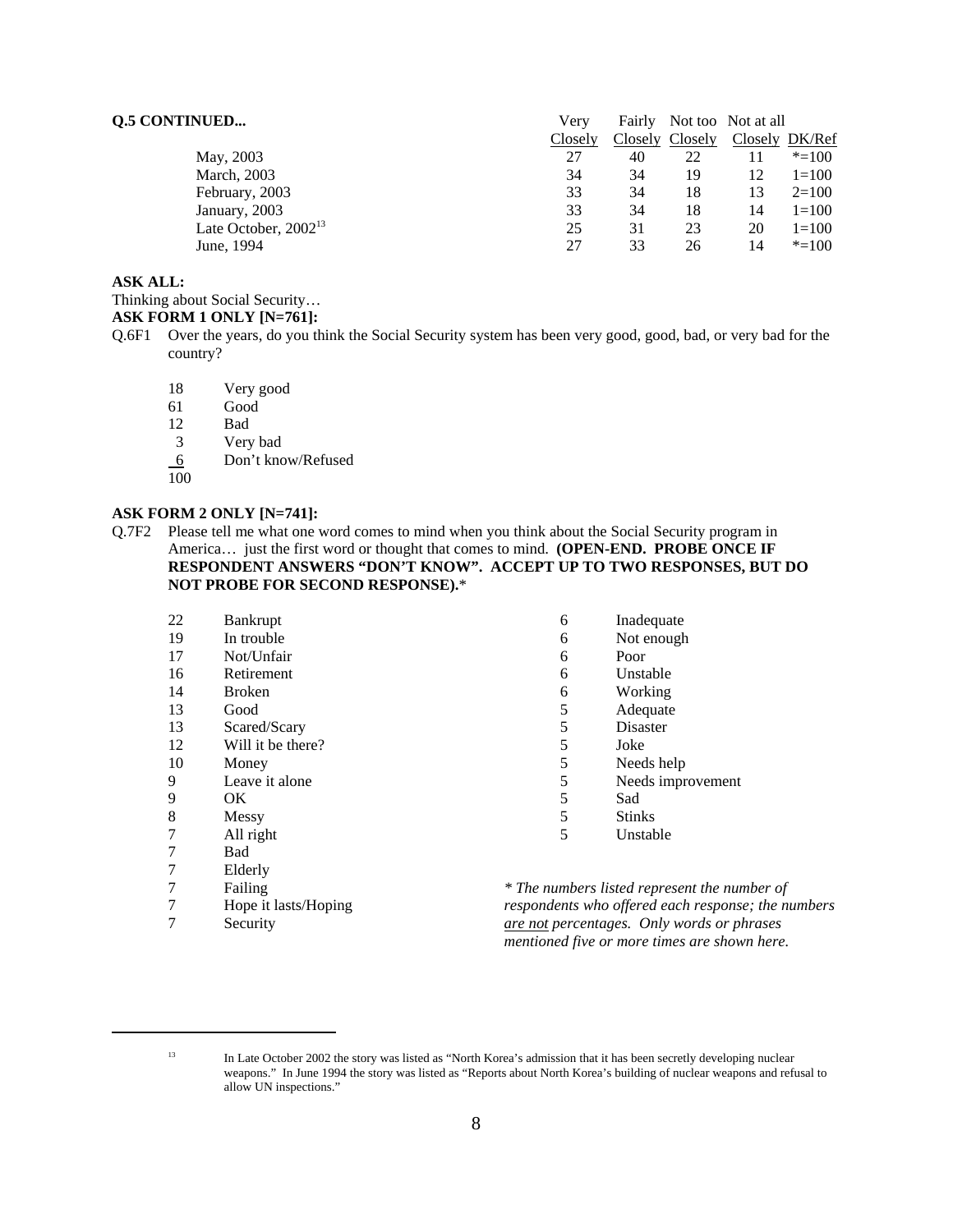**Q.5 CONTINUED...**

| | Very Closely | Fairly Closely | Not too Closely | Not at all Closely | DK/Ref |
|---|---|---|---|---|---|
| May, 2003 | 27 | 40 | 22 | 11 | *=100 |
| March, 2003 | 34 | 34 | 19 | 12 | 1=100 |
| February, 2003 | 33 | 34 | 18 | 13 | 2=100 |
| January, 2003 | 33 | 34 | 18 | 14 | 1=100 |
| Late October, 2002[13] | 25 | 31 | 23 | 20 | 1=100 |
| June, 1994 | 27 | 33 | 26 | 14 | *=100 |

**ASK ALL:**

Thinking about Social Security…

**ASK FORM 1 ONLY [N=761]:**

Q.6F1 Over the years, do you think the Social Security system has been very good, good, bad, or very bad for the country?

| | |
|---|---|
| 18 | Very good |
| 61 | Good |
| 12 | Bad |
| 3 | Very bad |
| 6 | Don't know/Refused |
| 100 | |

**ASK FORM 2 ONLY [N=741]:**

Q.7F2 Please tell me what one word comes to mind when you think about the Social Security program in America… just the first word or thought that comes to mind. **(OPEN-END. PROBE ONCE IF RESPONDENT ANSWERS "DON'T KNOW". ACCEPT UP TO TWO RESPONSES, BUT DO NOT PROBE FOR SECOND RESPONSE).***

| | |
|---|---|
| 22 | Bankrupt |
| 19 | In trouble |
| 17 | Not/Unfair |
| 16 | Retirement |
| 14 | Broken |
| 13 | Good |
| 13 | Scared/Scary |
| 12 | Will it be there? |
| 10 | Money |
| 9 | Leave it alone |
| 9 | OK |
| 8 | Messy |
| 7 | All right |
| 7 | Bad |
| 7 | Elderly |
| 7 | Failing |
| 7 | Hope it lasts/Hoping |
| 7 | Security |
| 6 | Inadequate |
| 6 | Not enough |
| 6 | Poor |
| 6 | Unstable |
| 6 | Working |
| 5 | Adequate |
| 5 | Disaster |
| 5 | Joke |
| 5 | Needs help |
| 5 | Needs improvement |
| 5 | Sad |
| 5 | Stinks |
| 5 | Unstable |

*\* The numbers listed represent the number of respondents who offered each response; the numbers are not percentages. Only words or phrases mentioned five or more times are shown here.*

---

[13] In Late October 2002 the story was listed as "North Korea's admission that it has been secretly developing nuclear weapons." In June 1994 the story was listed as "Reports about North Korea's building of nuclear weapons and refusal to allow UN inspections."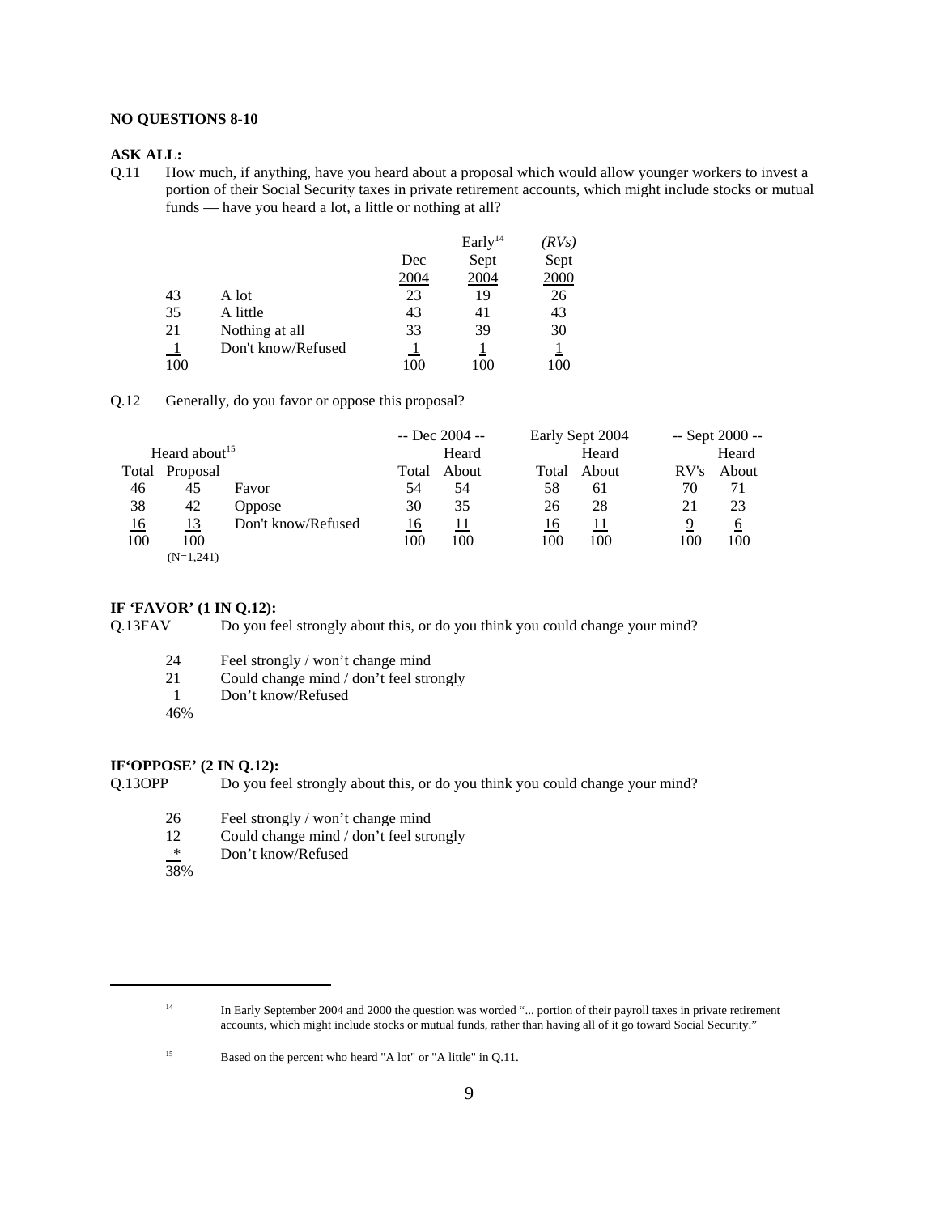**NO QUESTIONS 8-10**

**ASK ALL:**

Q.11 How much, if anything, have you heard about a proposal which would allow younger workers to invest a portion of their Social Security taxes in private retirement accounts, which might include stocks or mutual funds — have you heard a lot, a little or nothing at all?

| | | Dec 2004 | Early[14] Sept 2004 | *(RVs)* Sept 2000 |
|---|---|---|---|---|
| 43 | A lot | 23 | 19 | 26 |
| 35 | A little | 43 | 41 | 43 |
| 21 | Nothing at all | 33 | 39 | 30 |
| 1 | Don't know/Refused | 1 | 1 | 1 |
| 100 | | 100 | 100 | 100 |

Q.12 Generally, do you favor or oppose this proposal?

| | Heard about[15] | | -- Dec 2004 -- | | Early Sept 2004 | | -- Sept 2000 -- | |
|---|---|---|---|---|---|---|---|---|
| Total | Proposal | | Total | Heard About | Total | Heard About | RV's | Heard About |
| 46 | 45 | Favor | 54 | 54 | 58 | 61 | 70 | 71 |
| 38 | 42 | Oppose | 30 | 35 | 26 | 28 | 21 | 23 |
| 16 | 13 | Don't know/Refused | 16 | 11 | 16 | 11 | 9 | 6 |
| 100 | 100 | | 100 | 100 | 100 | 100 | 100 | 100 |
| | (N=1,241) | | | | | | | |

**IF 'FAVOR' (1 IN Q.12):**

Q.13FAV Do you feel strongly about this, or do you think you could change your mind?

| | |
|---|---|
| 24 | Feel strongly / won't change mind |
| 21 | Could change mind / don't feel strongly |
| 1 | Don't know/Refused |
| 46% | |

**IF'OPPOSE' (2 IN Q.12):**

Q.13OPP Do you feel strongly about this, or do you think you could change your mind?

| | |
|---|---|
| 26 | Feel strongly / won't change mind |
| 12 | Could change mind / don't feel strongly |
| * | Don't know/Refused |
| 38% | |

---

[14] In Early September 2004 and 2000 the question was worded "... portion of their payroll taxes in private retirement accounts, which might include stocks or mutual funds, rather than having all of it go toward Social Security."

[15] Based on the percent who heard "A lot" or "A little" in Q.11.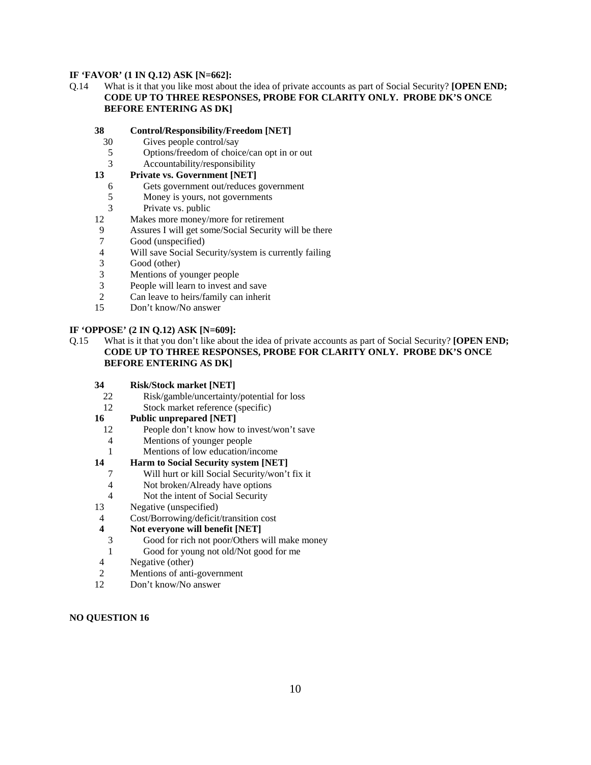**IF 'FAVOR' (1 IN Q.12) ASK [N=662]:**

Q.14 What is it that you like most about the idea of private accounts as part of Social Security? **[OPEN END; CODE UP TO THREE RESPONSES, PROBE FOR CLARITY ONLY. PROBE DK'S ONCE BEFORE ENTERING AS DK]**

| | |
|---|---|
| **38** | **Control/Responsibility/Freedom [NET]** |
| 30 | Gives people control/say |
| 5 | Options/freedom of choice/can opt in or out |
| 3 | Accountability/responsibility |
| **13** | **Private vs. Government [NET]** |
| 6 | Gets government out/reduces government |
| 5 | Money is yours, not governments |
| 3 | Private vs. public |
| 12 | Makes more money/more for retirement |
| 9 | Assures I will get some/Social Security will be there |
| 7 | Good (unspecified) |
| 4 | Will save Social Security/system is currently failing |
| 3 | Good (other) |
| 3 | Mentions of younger people |
| 3 | People will learn to invest and save |
| 2 | Can leave to heirs/family can inherit |
| 15 | Don't know/No answer |

**IF 'OPPOSE' (2 IN Q.12) ASK [N=609]:**

Q.15 What is it that you don't like about the idea of private accounts as part of Social Security? **[OPEN END; CODE UP TO THREE RESPONSES, PROBE FOR CLARITY ONLY. PROBE DK'S ONCE BEFORE ENTERING AS DK]**

| | |
|---|---|
| **34** | **Risk/Stock market [NET]** |
| 22 | Risk/gamble/uncertainty/potential for loss |
| 12 | Stock market reference (specific) |
| **16** | **Public unprepared [NET]** |
| 12 | People don't know how to invest/won't save |
| 4 | Mentions of younger people |
| 1 | Mentions of low education/income |
| **14** | **Harm to Social Security system [NET]** |
| 7 | Will hurt or kill Social Security/won't fix it |
| 4 | Not broken/Already have options |
| 4 | Not the intent of Social Security |
| 13 | Negative (unspecified) |
| 4 | Cost/Borrowing/deficit/transition cost |
| **4** | **Not everyone will benefit [NET]** |
| 3 | Good for rich not poor/Others will make money |
| 1 | Good for young not old/Not good for me |
| 4 | Negative (other) |
| 2 | Mentions of anti-government |
| 12 | Don't know/No answer |

**NO QUESTION 16**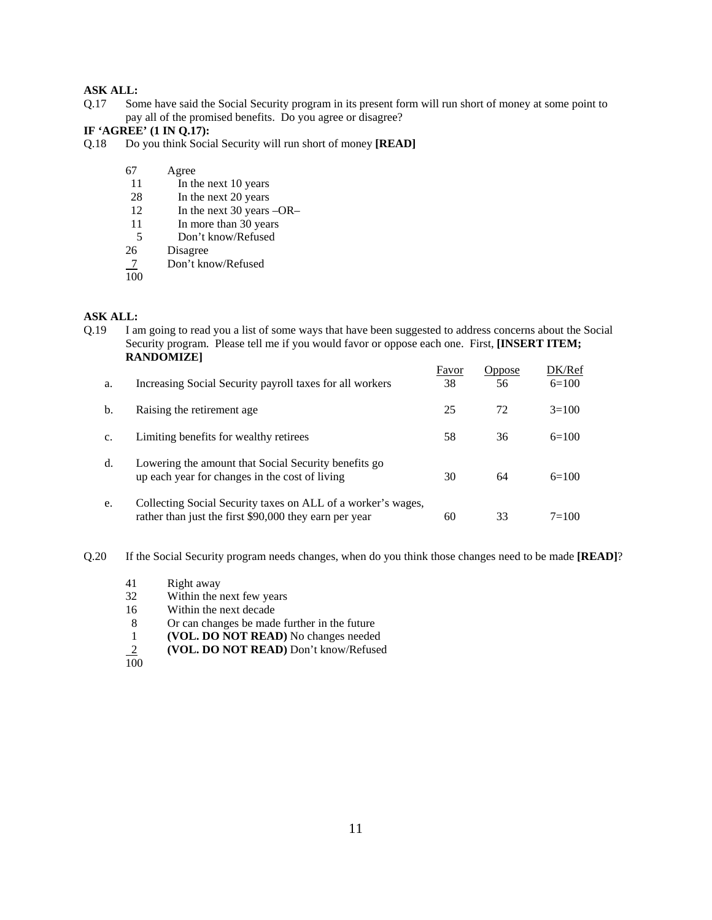**ASK ALL:**

Q.17 Some have said the Social Security program in its present form will run short of money at some point to pay all of the promised benefits. Do you agree or disagree?

**IF 'AGREE' (1 IN Q.17):**

Q.18 Do you think Social Security will run short of money **[READ]**

| | |
|---|---|
| 67 | Agree |
| 11 | In the next 10 years |
| 28 | In the next 20 years |
| 12 | In the next 30 years –OR– |
| 11 | In more than 30 years |
| 5 | Don't know/Refused |
| 26 | Disagree |
| 7 | Don't know/Refused |
| 100 | |

**ASK ALL:**

Q.19 I am going to read you a list of some ways that have been suggested to address concerns about the Social Security program. Please tell me if you would favor or oppose each one. First, **[INSERT ITEM; RANDOMIZE]**

| | | Favor | Oppose | DK/Ref |
|---|---|---|---|---|
| a. | Increasing Social Security payroll taxes for all workers | 38 | 56 | 6=100 |
| b. | Raising the retirement age | 25 | 72 | 3=100 |
| c. | Limiting benefits for wealthy retirees | 58 | 36 | 6=100 |
| d. | Lowering the amount that Social Security benefits go up each year for changes in the cost of living | 30 | 64 | 6=100 |
| e. | Collecting Social Security taxes on ALL of a worker's wages, rather than just the first $90,000 they earn per year | 60 | 33 | 7=100 |

Q.20 If the Social Security program needs changes, when do you think those changes need to be made **[READ]**?

| | |
|---|---|
| 41 | Right away |
| 32 | Within the next few years |
| 16 | Within the next decade |
| 8 | Or can changes be made further in the future |
| 1 | **(VOL. DO NOT READ)** No changes needed |
| 2 | **(VOL. DO NOT READ)** Don't know/Refused |
| 100 | |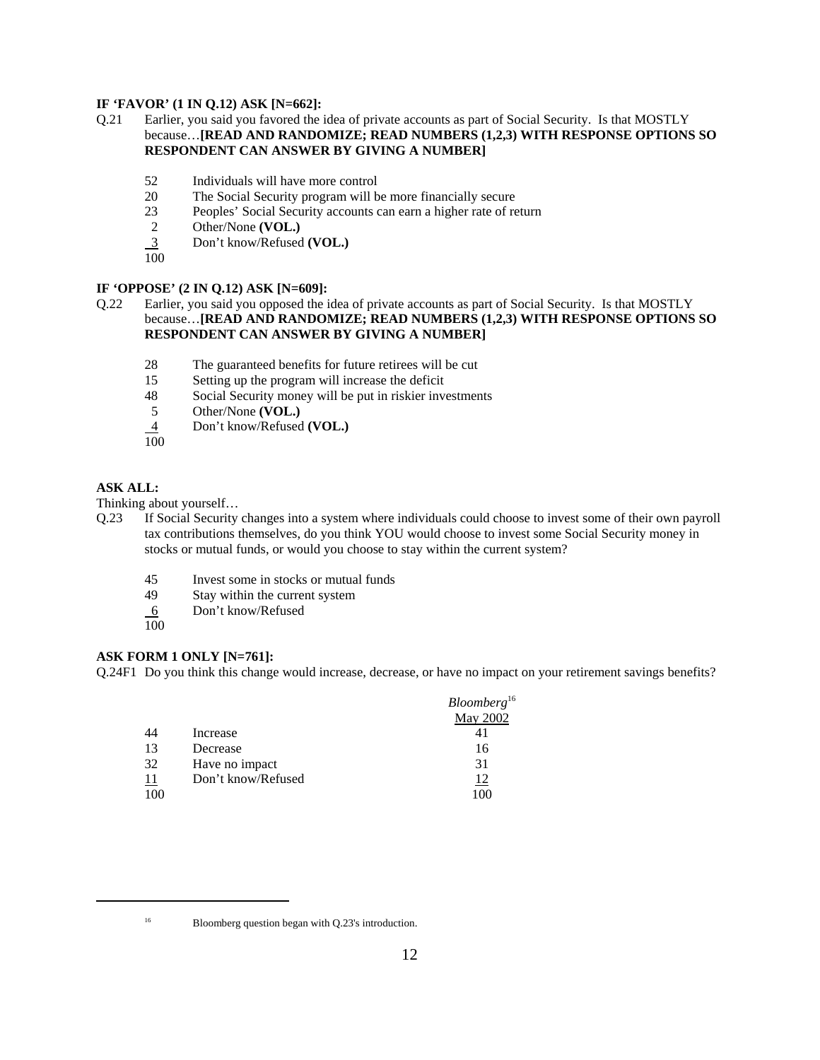**IF 'FAVOR' (1 IN Q.12) ASK [N=662]:**

Q.21 Earlier, you said you favored the idea of private accounts as part of Social Security. Is that MOSTLY because…**[READ AND RANDOMIZE; READ NUMBERS (1,2,3) WITH RESPONSE OPTIONS SO RESPONDENT CAN ANSWER BY GIVING A NUMBER]**

| | |
|---|---|
| 52 | Individuals will have more control |
| 20 | The Social Security program will be more financially secure |
| 23 | Peoples' Social Security accounts can earn a higher rate of return |
| 2 | Other/None **(VOL.)** |
| 3 | Don't know/Refused **(VOL.)** |
| 100 | |

**IF 'OPPOSE' (2 IN Q.12) ASK [N=609]:**

Q.22 Earlier, you said you opposed the idea of private accounts as part of Social Security. Is that MOSTLY because…**[READ AND RANDOMIZE; READ NUMBERS (1,2,3) WITH RESPONSE OPTIONS SO RESPONDENT CAN ANSWER BY GIVING A NUMBER]**

| | |
|---|---|
| 28 | The guaranteed benefits for future retirees will be cut |
| 15 | Setting up the program will increase the deficit |
| 48 | Social Security money will be put in riskier investments |
| 5 | Other/None **(VOL.)** |
| 4 | Don't know/Refused **(VOL.)** |
| 100 | |

**ASK ALL:**

Thinking about yourself…

Q.23 If Social Security changes into a system where individuals could choose to invest some of their own payroll tax contributions themselves, do you think YOU would choose to invest some Social Security money in stocks or mutual funds, or would you choose to stay within the current system?

| | |
|---|---|
| 45 | Invest some in stocks or mutual funds |
| 49 | Stay within the current system |
| 6 | Don't know/Refused |
| 100 | |

**ASK FORM 1 ONLY [N=761]:**

Q.24F1 Do you think this change would increase, decrease, or have no impact on your retirement savings benefits?

| | | *Bloomberg*[16] May 2002 |
|---|---|---|
| 44 | Increase | 41 |
| 13 | Decrease | 16 |
| 32 | Have no impact | 31 |
| 11 | Don't know/Refused | 12 |
| 100 | | 100 |

[16] Bloomberg question began with Q.23's introduction.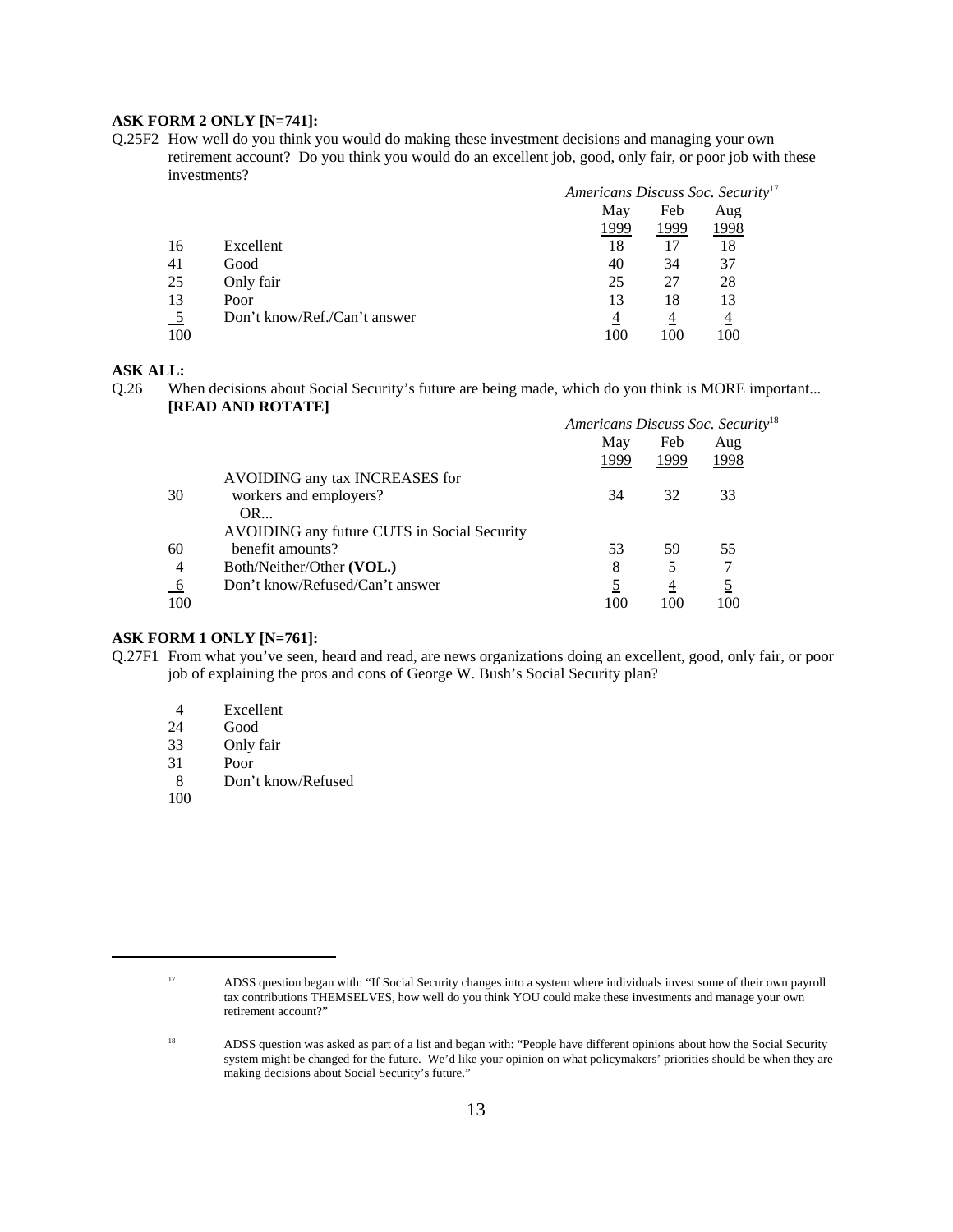**ASK FORM 2 ONLY [N=741]:**

Q.25F2 How well do you think you would do making these investment decisions and managing your own retirement account? Do you think you would do an excellent job, good, only fair, or poor job with these investments?

| | | *Americans Discuss Soc. Security*[17] | | |
|---|---|---|---|---|
| | | May 1999 | Feb 1999 | Aug 1998 |
| 16 | Excellent | 18 | 17 | 18 |
| 41 | Good | 40 | 34 | 37 |
| 25 | Only fair | 25 | 27 | 28 |
| 13 | Poor | 13 | 18 | 13 |
| 5 | Don't know/Ref./Can't answer | 4 | 4 | 4 |
| 100 | | 100 | 100 | 100 |

**ASK ALL:**

Q.26 When decisions about Social Security's future are being made, which do you think is MORE important... **[READ AND ROTATE]**

| | | *Americans Discuss Soc. Security*[18] | | |
|---|---|---|---|---|
| | | May 1999 | Feb 1999 | Aug 1998 |
| 30 | AVOIDING any tax INCREASES for workers and employers? OR... | 34 | 32 | 33 |
| 60 | AVOIDING any future CUTS in Social Security benefit amounts? | 53 | 59 | 55 |
| 4 | Both/Neither/Other **(VOL.)** | 8 | 5 | 7 |
| 6 | Don't know/Refused/Can't answer | 5 | 4 | 5 |
| 100 | | 100 | 100 | 100 |

**ASK FORM 1 ONLY [N=761]:**

Q.27F1 From what you've seen, heard and read, are news organizations doing an excellent, good, only fair, or poor job of explaining the pros and cons of George W. Bush's Social Security plan?

| | |
|---|---|
| 4 | Excellent |
| 24 | Good |
| 33 | Only fair |
| 31 | Poor |
| 8 | Don't know/Refused |
| 100 | |

---

[17] ADSS question began with: "If Social Security changes into a system where individuals invest some of their own payroll tax contributions THEMSELVES, how well do you think YOU could make these investments and manage your own retirement account?"

[18] ADSS question was asked as part of a list and began with: "People have different opinions about how the Social Security system might be changed for the future. We'd like your opinion on what policymakers' priorities should be when they are making decisions about Social Security's future."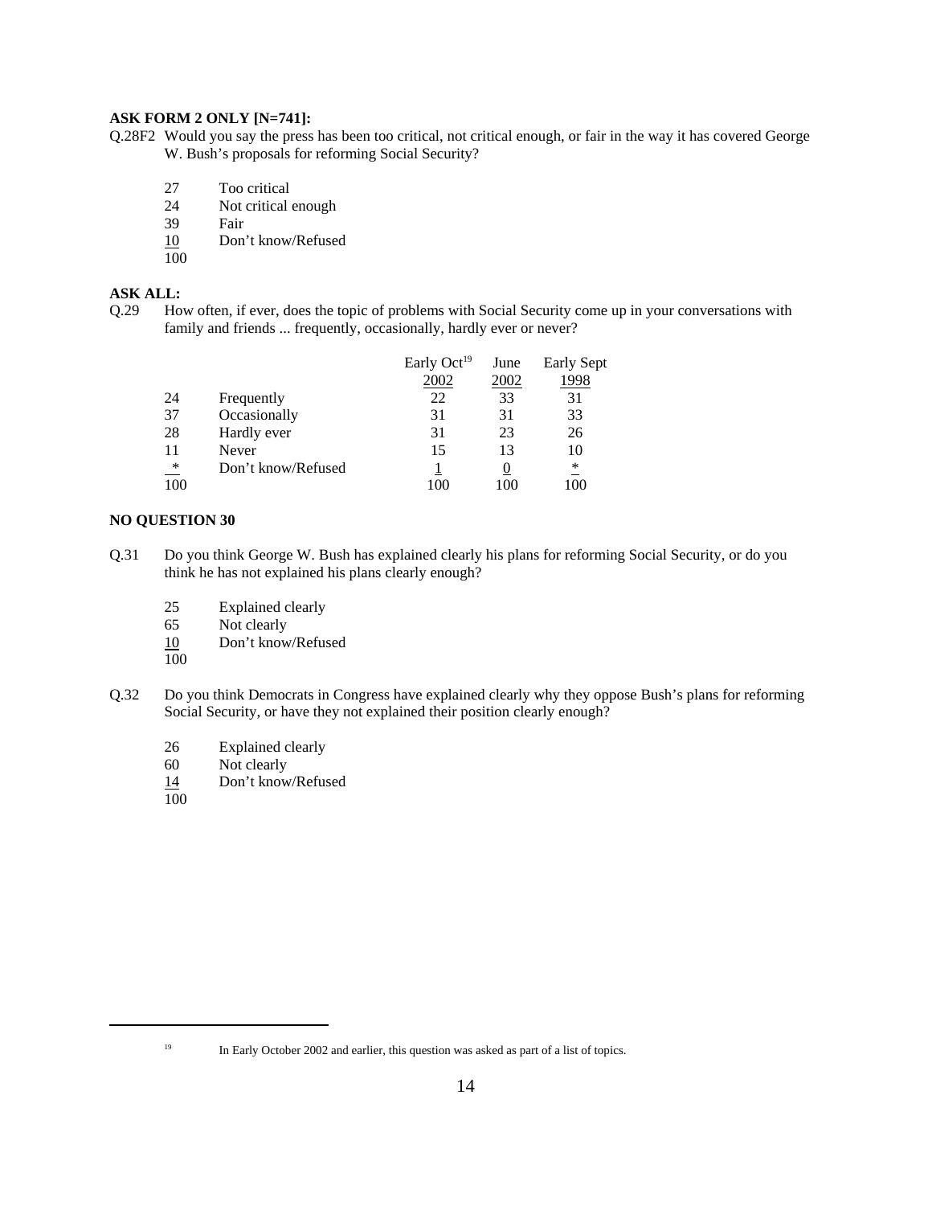**ASK FORM 2 ONLY [N=741]:**

Q.28F2 Would you say the press has been too critical, not critical enough, or fair in the way it has covered George W. Bush's proposals for reforming Social Security?

| | |
|---|---|
| 27 | Too critical |
| 24 | Not critical enough |
| 39 | Fair |
| 10 | Don't know/Refused |
| 100 | |

**ASK ALL:**

Q.29 How often, if ever, does the topic of problems with Social Security come up in your conversations with family and friends ... frequently, occasionally, hardly ever or never?

| | | Early Oct[19] 2002 | June 2002 | Early Sept 1998 |
|---|---|---|---|---|
| 24 | Frequently | 22 | 33 | 31 |
| 37 | Occasionally | 31 | 31 | 33 |
| 28 | Hardly ever | 31 | 23 | 26 |
| 11 | Never | 15 | 13 | 10 |
| * | Don't know/Refused | 1 | 0 | * |
| 100 | | 100 | 100 | 100 |

**NO QUESTION 30**

Q.31 Do you think George W. Bush has explained clearly his plans for reforming Social Security, or do you think he has not explained his plans clearly enough?

| | |
|---|---|
| 25 | Explained clearly |
| 65 | Not clearly |
| 10 | Don't know/Refused |
| 100 | |

Q.32 Do you think Democrats in Congress have explained clearly why they oppose Bush's plans for reforming Social Security, or have they not explained their position clearly enough?

| | |
|---|---|
| 26 | Explained clearly |
| 60 | Not clearly |
| 14 | Don't know/Refused |
| 100 | |

---

[19] In Early October 2002 and earlier, this question was asked as part of a list of topics.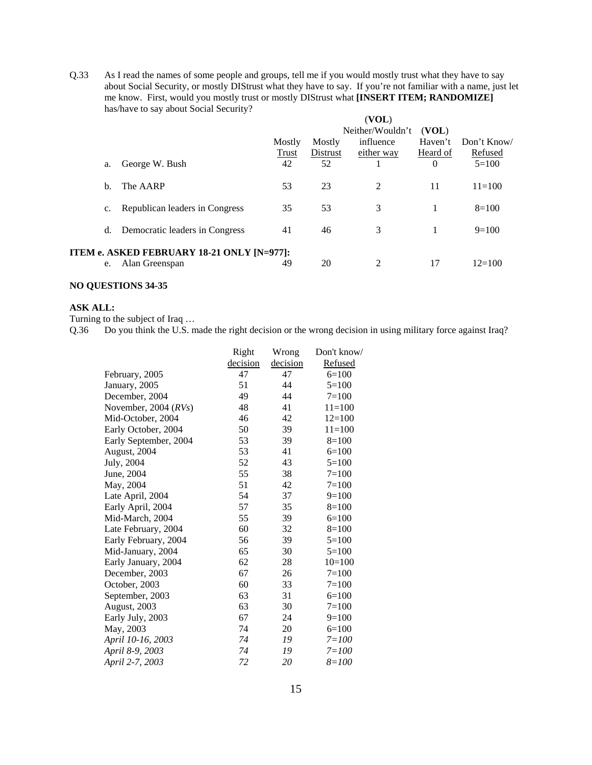Q.33 As I read the names of some people and groups, tell me if you would mostly trust what they have to say about Social Security, or mostly DIStrust what they have to say. If you're not familiar with a name, just let me know. First, would you mostly trust or mostly DIStrust what **[INSERT ITEM; RANDOMIZE]** has/have to say about Social Security?

| | Mostly Trust | Mostly Distrust | (VOL) Neither/Wouldn't influence either way | (VOL) Haven't Heard of | Don't Know/ Refused |
|---|---|---|---|---|---|
| a. George W. Bush | 42 | 52 | 1 | 0 | 5=100 |
| b. The AARP | 53 | 23 | 2 | 11 | 11=100 |
| c. Republican leaders in Congress | 35 | 53 | 3 | 1 | 8=100 |
| d. Democratic leaders in Congress | 41 | 46 | 3 | 1 | 9=100 |
| **ITEM e. ASKED FEBRUARY 18-21 ONLY [N=977]:** | | | | | |
| e. Alan Greenspan | 49 | 20 | 2 | 17 | 12=100 |

**NO QUESTIONS 34-35**

**ASK ALL:**

Turning to the subject of Iraq …

Q.36 Do you think the U.S. made the right decision or the wrong decision in using military force against Iraq?

| | Right decision | Wrong decision | Don't know/ Refused |
|---|---|---|---|
| February, 2005 | 47 | 47 | 6=100 |
| January, 2005 | 51 | 44 | 5=100 |
| December, 2004 | 49 | 44 | 7=100 |
| November, 2004 (*RVs*) | 48 | 41 | 11=100 |
| Mid-October, 2004 | 46 | 42 | 12=100 |
| Early October, 2004 | 50 | 39 | 11=100 |
| Early September, 2004 | 53 | 39 | 8=100 |
| August, 2004 | 53 | 41 | 6=100 |
| July, 2004 | 52 | 43 | 5=100 |
| June, 2004 | 55 | 38 | 7=100 |
| May, 2004 | 51 | 42 | 7=100 |
| Late April, 2004 | 54 | 37 | 9=100 |
| Early April, 2004 | 57 | 35 | 8=100 |
| Mid-March, 2004 | 55 | 39 | 6=100 |
| Late February, 2004 | 60 | 32 | 8=100 |
| Early February, 2004 | 56 | 39 | 5=100 |
| Mid-January, 2004 | 65 | 30 | 5=100 |
| Early January, 2004 | 62 | 28 | 10=100 |
| December, 2003 | 67 | 26 | 7=100 |
| October, 2003 | 60 | 33 | 7=100 |
| September, 2003 | 63 | 31 | 6=100 |
| August, 2003 | 63 | 30 | 7=100 |
| Early July, 2003 | 67 | 24 | 9=100 |
| May, 2003 | 74 | 20 | 6=100 |
| *April 10-16, 2003* | *74* | *19* | *7=100* |
| *April 8-9, 2003* | *74* | *19* | *7=100* |
| *April 2-7, 2003* | *72* | *20* | *8=100* |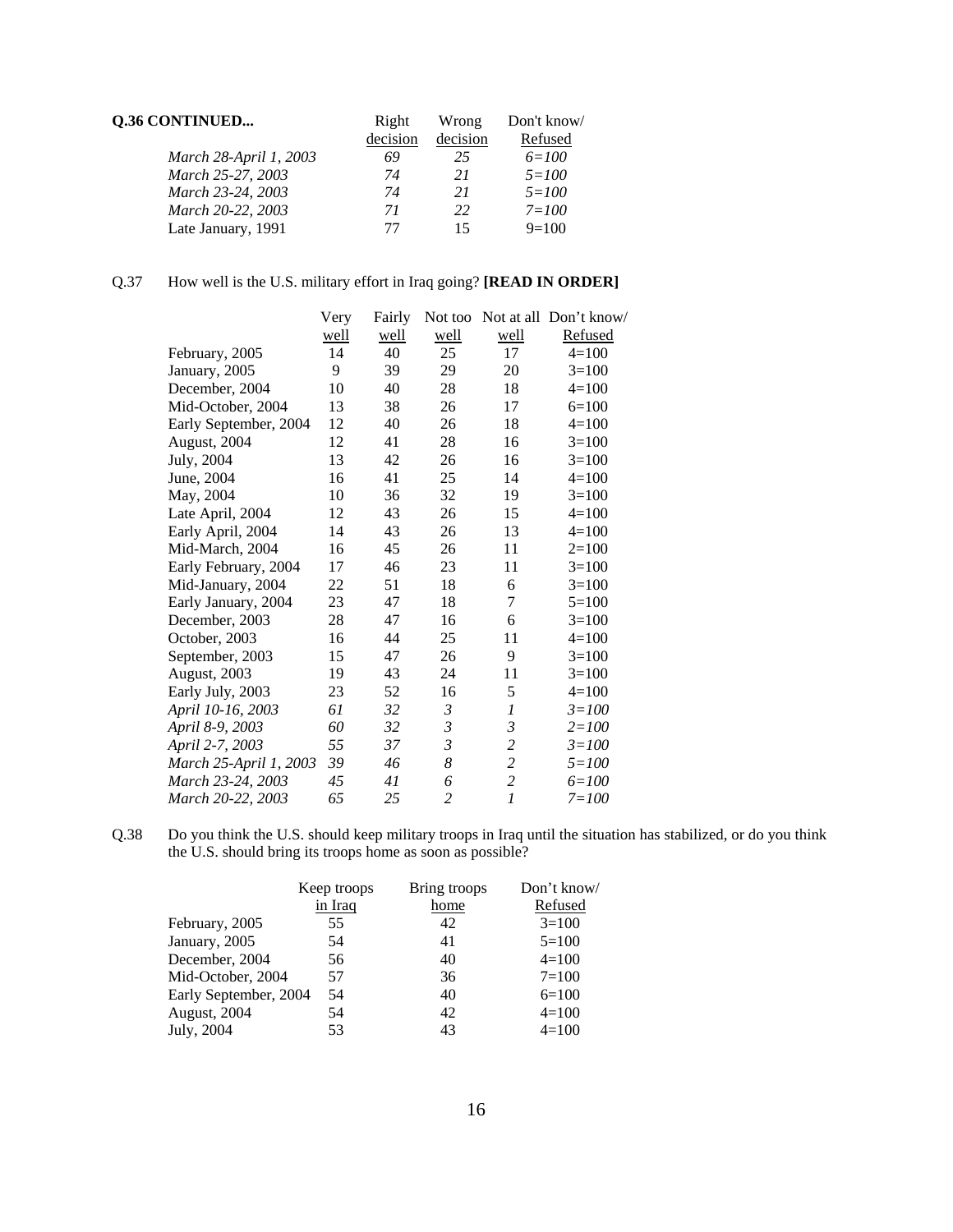**Q.36 CONTINUED...**

| | Right decision | Wrong decision | Don't know/ Refused |
|---|---|---|---|
| *March 28-April 1, 2003* | *69* | *25* | *6=100* |
| *March 25-27, 2003* | *74* | *21* | *5=100* |
| *March 23-24, 2003* | *74* | *21* | *5=100* |
| *March 20-22, 2003* | *71* | *22* | *7=100* |
| Late January, 1991 | 77 | 15 | 9=100 |

Q.37 How well is the U.S. military effort in Iraq going? **[READ IN ORDER]**

| | Very well | Fairly well | Not too well | Not at all well | Don't know/ Refused |
|---|---|---|---|---|---|
| February, 2005 | 14 | 40 | 25 | 17 | 4=100 |
| January, 2005 | 9 | 39 | 29 | 20 | 3=100 |
| December, 2004 | 10 | 40 | 28 | 18 | 4=100 |
| Mid-October, 2004 | 13 | 38 | 26 | 17 | 6=100 |
| Early September, 2004 | 12 | 40 | 26 | 18 | 4=100 |
| August, 2004 | 12 | 41 | 28 | 16 | 3=100 |
| July, 2004 | 13 | 42 | 26 | 16 | 3=100 |
| June, 2004 | 16 | 41 | 25 | 14 | 4=100 |
| May, 2004 | 10 | 36 | 32 | 19 | 3=100 |
| Late April, 2004 | 12 | 43 | 26 | 15 | 4=100 |
| Early April, 2004 | 14 | 43 | 26 | 13 | 4=100 |
| Mid-March, 2004 | 16 | 45 | 26 | 11 | 2=100 |
| Early February, 2004 | 17 | 46 | 23 | 11 | 3=100 |
| Mid-January, 2004 | 22 | 51 | 18 | 6 | 3=100 |
| Early January, 2004 | 23 | 47 | 18 | 7 | 5=100 |
| December, 2003 | 28 | 47 | 16 | 6 | 3=100 |
| October, 2003 | 16 | 44 | 25 | 11 | 4=100 |
| September, 2003 | 15 | 47 | 26 | 9 | 3=100 |
| August, 2003 | 19 | 43 | 24 | 11 | 3=100 |
| Early July, 2003 | 23 | 52 | 16 | 5 | 4=100 |
| *April 10-16, 2003* | *61* | *32* | *3* | *1* | *3=100* |
| *April 8-9, 2003* | *60* | *32* | *3* | *3* | *2=100* |
| *April 2-7, 2003* | *55* | *37* | *3* | *2* | *3=100* |
| *March 25-April 1, 2003* | *39* | *46* | *8* | *2* | *5=100* |
| *March 23-24, 2003* | *45* | *41* | *6* | *2* | *6=100* |
| *March 20-22, 2003* | *65* | *25* | *2* | *1* | *7=100* |

Q.38 Do you think the U.S. should keep military troops in Iraq until the situation has stabilized, or do you think the U.S. should bring its troops home as soon as possible?

| | Keep troops in Iraq | Bring troops home | Don't know/ Refused |
|---|---|---|---|
| February, 2005 | 55 | 42 | 3=100 |
| January, 2005 | 54 | 41 | 5=100 |
| December, 2004 | 56 | 40 | 4=100 |
| Mid-October, 2004 | 57 | 36 | 7=100 |
| Early September, 2004 | 54 | 40 | 6=100 |
| August, 2004 | 54 | 42 | 4=100 |
| July, 2004 | 53 | 43 | 4=100 |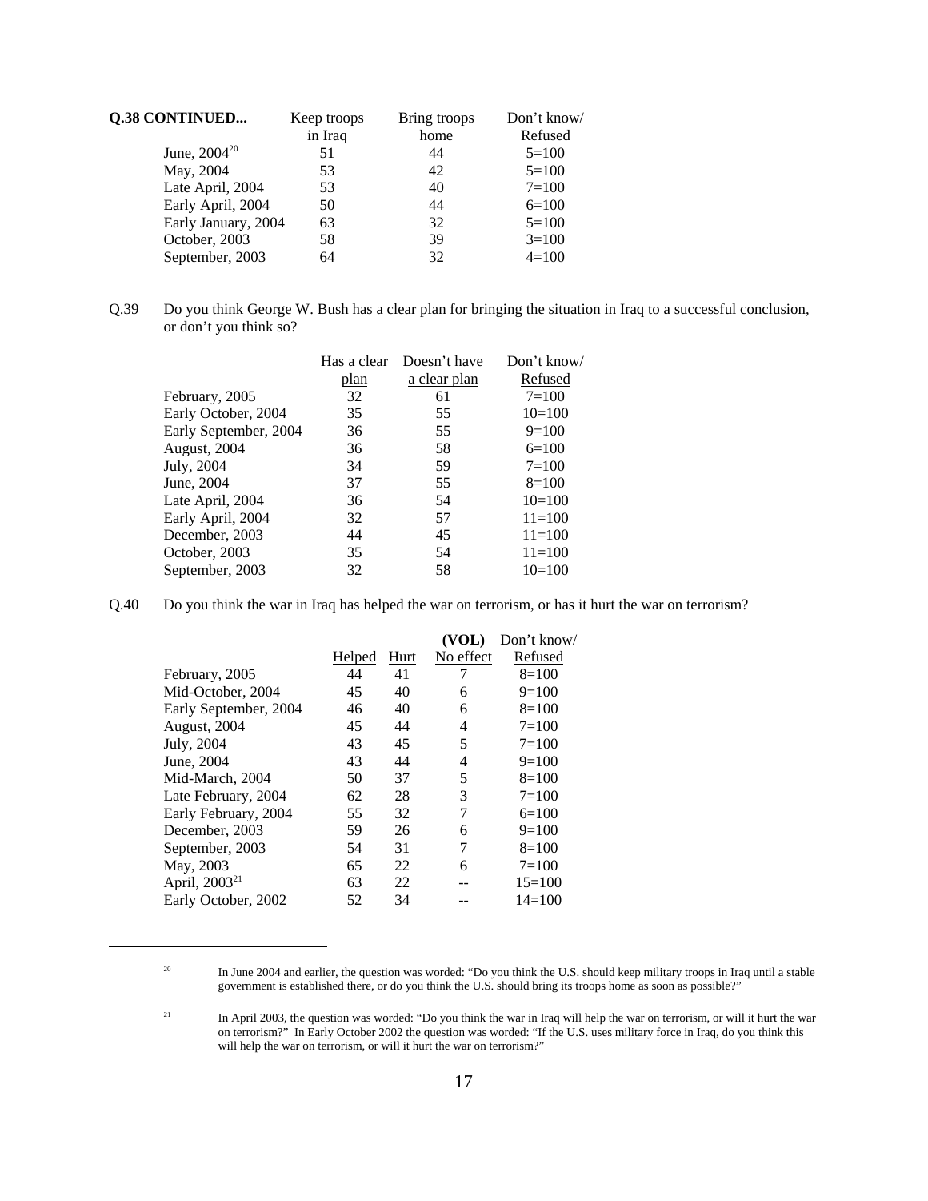**Q.38 CONTINUED...**

| | Keep troops in Iraq | Bring troops home | Don't know/ Refused |
|---|---|---|---|
| June, 2004[20] | 51 | 44 | 5=100 |
| May, 2004 | 53 | 42 | 5=100 |
| Late April, 2004 | 53 | 40 | 7=100 |
| Early April, 2004 | 50 | 44 | 6=100 |
| Early January, 2004 | 63 | 32 | 5=100 |
| October, 2003 | 58 | 39 | 3=100 |
| September, 2003 | 64 | 32 | 4=100 |

Q.39 Do you think George W. Bush has a clear plan for bringing the situation in Iraq to a successful conclusion, or don't you think so?

| | Has a clear plan | Doesn't have a clear plan | Don't know/ Refused |
|---|---|---|---|
| February, 2005 | 32 | 61 | 7=100 |
| Early October, 2004 | 35 | 55 | 10=100 |
| Early September, 2004 | 36 | 55 | 9=100 |
| August, 2004 | 36 | 58 | 6=100 |
| July, 2004 | 34 | 59 | 7=100 |
| June, 2004 | 37 | 55 | 8=100 |
| Late April, 2004 | 36 | 54 | 10=100 |
| Early April, 2004 | 32 | 57 | 11=100 |
| December, 2003 | 44 | 45 | 11=100 |
| October, 2003 | 35 | 54 | 11=100 |
| September, 2003 | 32 | 58 | 10=100 |

Q.40 Do you think the war in Iraq has helped the war on terrorism, or has it hurt the war on terrorism?

| | Helped | Hurt | (VOL) No effect | Don't know/ Refused |
|---|---|---|---|---|
| February, 2005 | 44 | 41 | 7 | 8=100 |
| Mid-October, 2004 | 45 | 40 | 6 | 9=100 |
| Early September, 2004 | 46 | 40 | 6 | 8=100 |
| August, 2004 | 45 | 44 | 4 | 7=100 |
| July, 2004 | 43 | 45 | 5 | 7=100 |
| June, 2004 | 43 | 44 | 4 | 9=100 |
| Mid-March, 2004 | 50 | 37 | 5 | 8=100 |
| Late February, 2004 | 62 | 28 | 3 | 7=100 |
| Early February, 2004 | 55 | 32 | 7 | 6=100 |
| December, 2003 | 59 | 26 | 6 | 9=100 |
| September, 2003 | 54 | 31 | 7 | 8=100 |
| May, 2003 | 65 | 22 | 6 | 7=100 |
| April, 2003[21] | 63 | 22 | -- | 15=100 |
| Early October, 2002 | 52 | 34 | -- | 14=100 |

---

[20] In June 2004 and earlier, the question was worded: "Do you think the U.S. should keep military troops in Iraq until a stable government is established there, or do you think the U.S. should bring its troops home as soon as possible?"

[21] In April 2003, the question was worded: "Do you think the war in Iraq will help the war on terrorism, or will it hurt the war on terrorism?" In Early October 2002 the question was worded: "If the U.S. uses military force in Iraq, do you think this will help the war on terrorism, or will it hurt the war on terrorism?"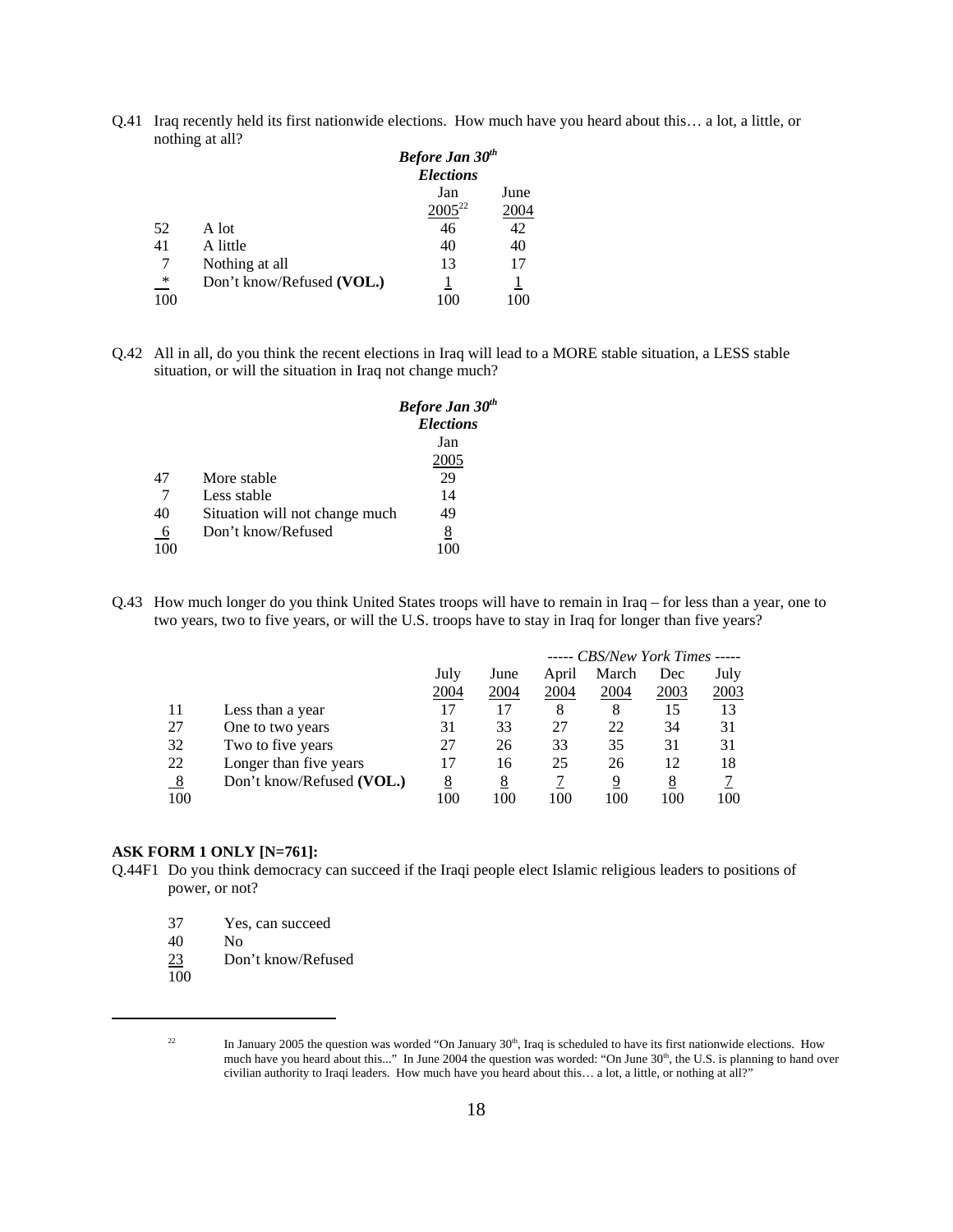Q.41 Iraq recently held its first nationwide elections. How much have you heard about this… a lot, a little, or nothing at all?

| | | *Before Jan 30th Elections* Jan 2005[22] | June 2004 |
|---|---|---|---|
| 52 | A lot | 46 | 42 |
| 41 | A little | 40 | 40 |
| 7 | Nothing at all | 13 | 17 |
| * | Don't know/Refused **(VOL.)** | 1 | 1 |
| 100 | | 100 | 100 |

Q.42 All in all, do you think the recent elections in Iraq will lead to a MORE stable situation, a LESS stable situation, or will the situation in Iraq not change much?

| | | *Before Jan 30th Elections* Jan 2005 |
|---|---|---|
| 47 | More stable | 29 |
| 7 | Less stable | 14 |
| 40 | Situation will not change much | 49 |
| 6 | Don't know/Refused | 8 |
| 100 | | 100 |

Q.43 How much longer do you think United States troops will have to remain in Iraq – for less than a year, one to two years, two to five years, or will the U.S. troops have to stay in Iraq for longer than five years?

| | | | | *----- CBS/New York Times -----* | | | |
|---|---|---|---|---|---|---|---|
| | | July 2004 | June 2004 | April 2004 | March 2004 | Dec 2003 | July 2003 |
| 11 | Less than a year | 17 | 17 | 8 | 8 | 15 | 13 |
| 27 | One to two years | 31 | 33 | 27 | 22 | 34 | 31 |
| 32 | Two to five years | 27 | 26 | 33 | 35 | 31 | 31 |
| 22 | Longer than five years | 17 | 16 | 25 | 26 | 12 | 18 |
| 8 | Don't know/Refused **(VOL.)** | 8 | 8 | 7 | 9 | 8 | 7 |
| 100 | | 100 | 100 | 100 | 100 | 100 | 100 |

**ASK FORM 1 ONLY [N=761]:**

Q.44F1 Do you think democracy can succeed if the Iraqi people elect Islamic religious leaders to positions of power, or not?

| | |
|---|---|
| 37 | Yes, can succeed |
| 40 | No |
| 23 | Don't know/Refused |
| 100 | |

[22] In January 2005 the question was worded "On January 30th, Iraq is scheduled to have its first nationwide elections. How much have you heard about this..." In June 2004 the question was worded: "On June 30th, the U.S. is planning to hand over civilian authority to Iraqi leaders. How much have you heard about this… a lot, a little, or nothing at all?"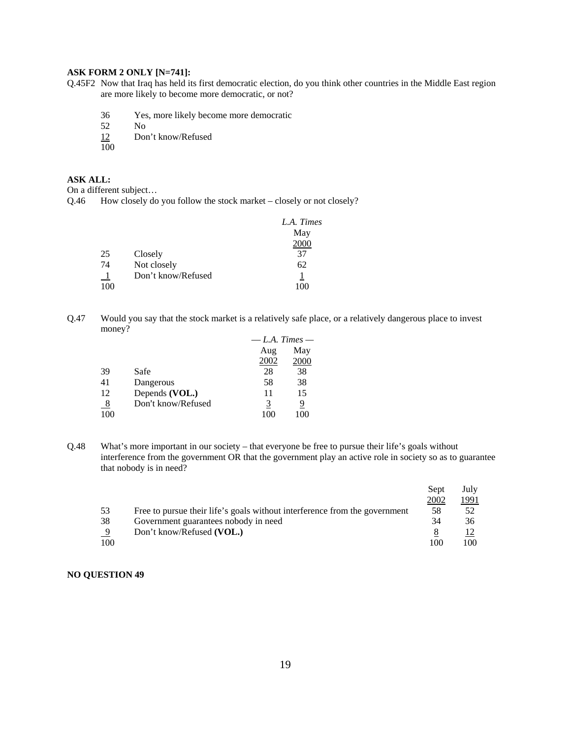**ASK FORM 2 ONLY [N=741]:**

Q.45F2 Now that Iraq has held its first democratic election, do you think other countries in the Middle East region are more likely to become more democratic, or not?

| | |
|---|---|
| 36 | Yes, more likely become more democratic |
| 52 | No |
| 12 | Don't know/Refused |
| 100 | |

**ASK ALL:**

On a different subject…

Q.46 How closely do you follow the stock market – closely or not closely?

| | | *L.A. Times* May 2000 |
|---|---|---|
| 25 | Closely | 37 |
| 74 | Not closely | 62 |
| 1 | Don't know/Refused | 1 |
| 100 | | 100 |

Q.47 Would you say that the stock market is a relatively safe place, or a relatively dangerous place to invest money?

| | | — *L.A. Times* — Aug 2002 | May 2000 |
|---|---|---|---|
| 39 | Safe | 28 | 38 |
| 41 | Dangerous | 58 | 38 |
| 12 | Depends **(VOL.)** | 11 | 15 |
| 8 | Don't know/Refused | 3 | 9 |
| 100 | | 100 | 100 |

Q.48 What's more important in our society – that everyone be free to pursue their life's goals without interference from the government OR that the government play an active role in society so as to guarantee that nobody is in need?

| | | Sept 2002 | July 1991 |
|---|---|---|---|
| 53 | Free to pursue their life's goals without interference from the government | 58 | 52 |
| 38 | Government guarantees nobody in need | 34 | 36 |
| 9 | Don't know/Refused **(VOL.)** | 8 | 12 |
| 100 | | 100 | 100 |

**NO QUESTION 49**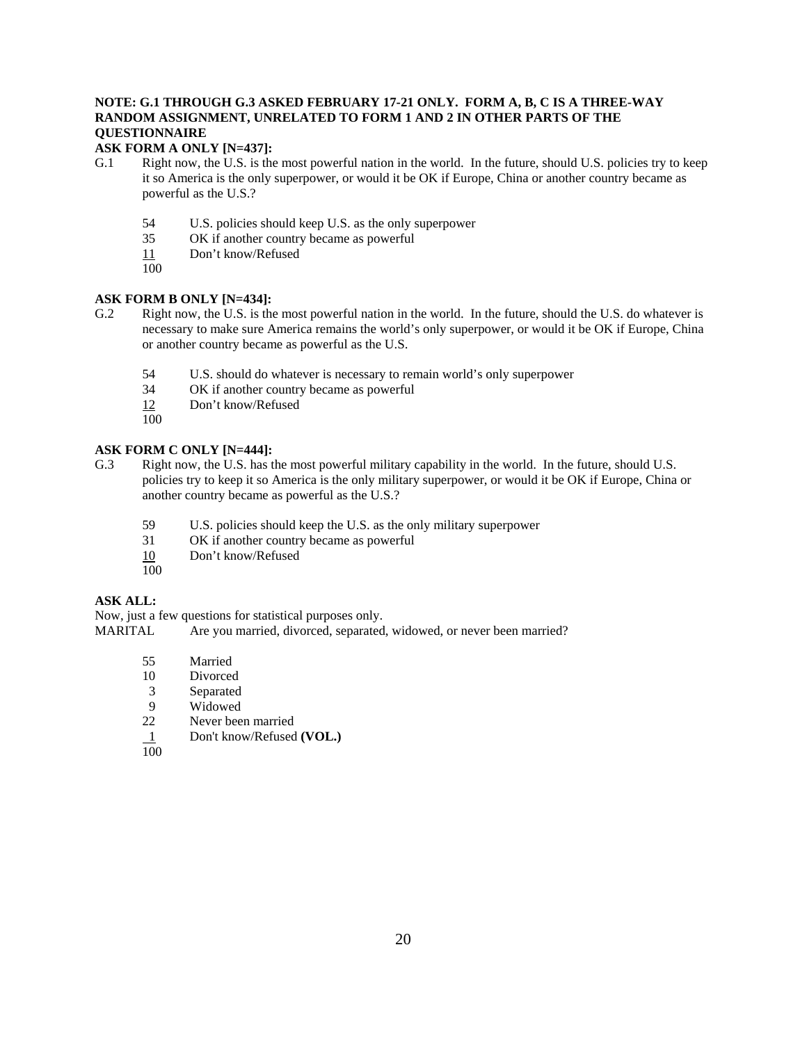**NOTE: G.1 THROUGH G.3 ASKED FEBRUARY 17-21 ONLY. FORM A, B, C IS A THREE-WAY RANDOM ASSIGNMENT, UNRELATED TO FORM 1 AND 2 IN OTHER PARTS OF THE QUESTIONNAIRE**

**ASK FORM A ONLY [N=437]:**

G.1 Right now, the U.S. is the most powerful nation in the world. In the future, should U.S. policies try to keep it so America is the only superpower, or would it be OK if Europe, China or another country became as powerful as the U.S.?

| | |
|---|---|
| 54 | U.S. policies should keep U.S. as the only superpower |
| 35 | OK if another country became as powerful |
| 11 | Don't know/Refused |
| 100 | |

**ASK FORM B ONLY [N=434]:**

G.2 Right now, the U.S. is the most powerful nation in the world. In the future, should the U.S. do whatever is necessary to make sure America remains the world's only superpower, or would it be OK if Europe, China or another country became as powerful as the U.S.

| | |
|---|---|
| 54 | U.S. should do whatever is necessary to remain world's only superpower |
| 34 | OK if another country became as powerful |
| 12 | Don't know/Refused |
| 100 | |

**ASK FORM C ONLY [N=444]:**

G.3 Right now, the U.S. has the most powerful military capability in the world. In the future, should U.S. policies try to keep it so America is the only military superpower, or would it be OK if Europe, China or another country became as powerful as the U.S.?

| | |
|---|---|
| 59 | U.S. policies should keep the U.S. as the only military superpower |
| 31 | OK if another country became as powerful |
| 10 | Don't know/Refused |
| 100 | |

**ASK ALL:**

Now, just a few questions for statistical purposes only.

MARITAL Are you married, divorced, separated, widowed, or never been married?

| | |
|---|---|
| 55 | Married |
| 10 | Divorced |
| 3 | Separated |
| 9 | Widowed |
| 22 | Never been married |
| 1 | Don't know/Refused **(VOL.)** |
| 100 | |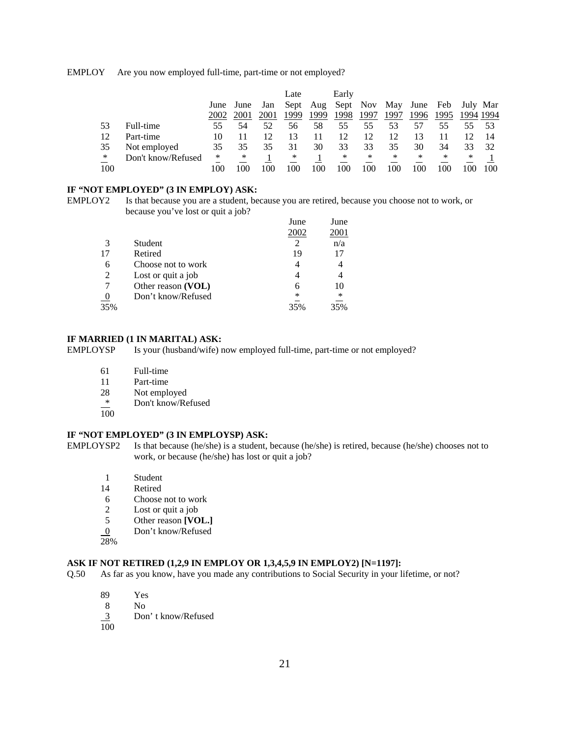EMPLOY Are you now employed full-time, part-time or not employed?

| | | June 2002 | June 2001 | Jan 2001 | Late Sept 1999 | Aug 1999 | Early Sept 1998 | Nov 1997 | May 1997 | June 1996 | Feb 1995 | July 1994 | Mar 1994 |
|---|---|---|---|---|---|---|---|---|---|---|---|---|---|
| 53 | Full-time | 55 | 54 | 52 | 56 | 58 | 55 | 55 | 53 | 57 | 55 | 55 | 53 |
| 12 | Part-time | 10 | 11 | 12 | 13 | 11 | 12 | 12 | 12 | 13 | 11 | 12 | 14 |
| 35 | Not employed | 35 | 35 | 35 | 31 | 30 | 33 | 33 | 35 | 30 | 34 | 33 | 32 |
| * | Don't know/Refused | * | * | 1 | * | 1 | * | * | * | * | * | * | 1 |
| 100 | | 100 | 100 | 100 | 100 | 100 | 100 | 100 | 100 | 100 | 100 | 100 | 100 |

**IF "NOT EMPLOYED" (3 IN EMPLOY) ASK:**

EMPLOY2 Is that because you are a student, because you are retired, because you choose not to work, or because you've lost or quit a job?

| | | June 2002 | June 2001 |
|---|---|---|---|
| 3 | Student | 2 | n/a |
| 17 | Retired | 19 | 17 |
| 6 | Choose not to work | 4 | 4 |
| 2 | Lost or quit a job | 4 | 4 |
| 7 | Other reason **(VOL)** | 6 | 10 |
| 0 | Don't know/Refused | * | * |
| 35% | | 35% | 35% |

**IF MARRIED (1 IN MARITAL) ASK:**

EMPLOYSP Is your (husband/wife) now employed full-time, part-time or not employed?

- 61 Full-time
- 11 Part-time
- 28 Not employed
- \* Don't know/Refused
- 100

**IF "NOT EMPLOYED" (3 IN EMPLOYSP) ASK:**

EMPLOYSP2 Is that because (he/she) is a student, because (he/she) is retired, because (he/she) chooses not to work, or because (he/she) has lost or quit a job?

- 1 Student
- 14 Retired
- 6 Choose not to work
- 2 Lost or quit a job
- 5 Other reason **[VOL.]**
- 0 Don't know/Refused
- 28%

**ASK IF NOT RETIRED (1,2,9 IN EMPLOY OR 1,3,4,5,9 IN EMPLOY2) [N=1197]:**

Q.50 As far as you know, have you made any contributions to Social Security in your lifetime, or not?

- 89 Yes
- 8 No
- 3 Don' t know/Refused
- 100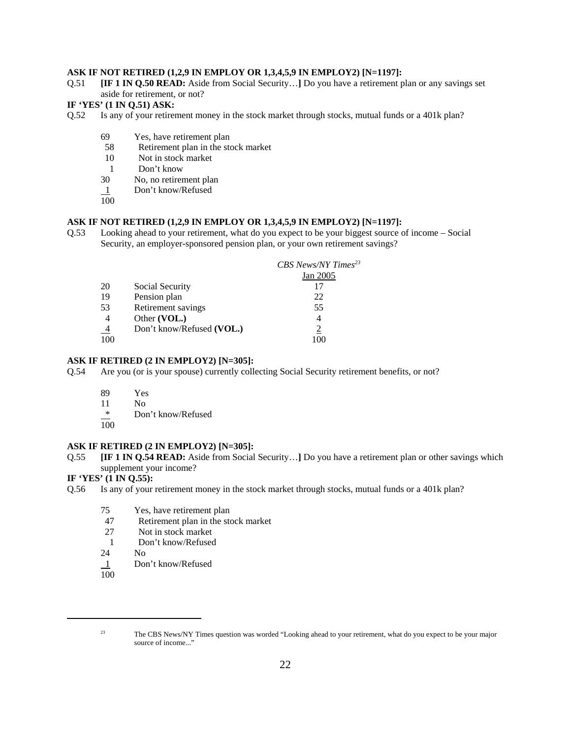**ASK IF NOT RETIRED (1,2,9 IN EMPLOY OR 1,3,4,5,9 IN EMPLOY2) [N=1197]:**

Q.51 **[IF 1 IN Q.50 READ:** Aside from Social Security…**]** Do you have a retirement plan or any savings set aside for retirement, or not?

**IF 'YES' (1 IN Q.51) ASK:**

Q.52 Is any of your retirement money in the stock market through stocks, mutual funds or a 401k plan?

| | |
|---|---|
| 69 | Yes, have retirement plan |
| 58 | Retirement plan in the stock market |
| 10 | Not in stock market |
| 1 | Don't know |
| 30 | No, no retirement plan |
| 1 | Don't know/Refused |
| 100 | |

**ASK IF NOT RETIRED (1,2,9 IN EMPLOY OR 1,3,4,5,9 IN EMPLOY2) [N=1197]:**

Q.53 Looking ahead to your retirement, what do you expect to be your biggest source of income – Social Security, an employer-sponsored pension plan, or your own retirement savings?

| | | *CBS News/NY Times*[23] Jan 2005 |
|---|---|---|
| 20 | Social Security | 17 |
| 19 | Pension plan | 22 |
| 53 | Retirement savings | 55 |
| 4 | Other **(VOL.)** | 4 |
| 4 | Don't know/Refused **(VOL.)** | 2 |
| 100 | | 100 |

**ASK IF RETIRED (2 IN EMPLOY2) [N=305]:**

Q.54 Are you (or is your spouse) currently collecting Social Security retirement benefits, or not?

| | |
|---|---|
| 89 | Yes |
| 11 | No |
| * | Don't know/Refused |
| 100 | |

**ASK IF RETIRED (2 IN EMPLOY2) [N=305]:**

Q.55 **[IF 1 IN Q.54 READ:** Aside from Social Security…**]** Do you have a retirement plan or other savings which supplement your income?

**IF 'YES' (1 IN Q.55):**

Q.56 Is any of your retirement money in the stock market through stocks, mutual funds or a 401k plan?

| | |
|---|---|
| 75 | Yes, have retirement plan |
| 47 | Retirement plan in the stock market |
| 27 | Not in stock market |
| 1 | Don't know/Refused |
| 24 | No |
| 1 | Don't know/Refused |
| 100 | |

[23] The CBS News/NY Times question was worded "Looking ahead to your retirement, what do you expect to be your major source of income..."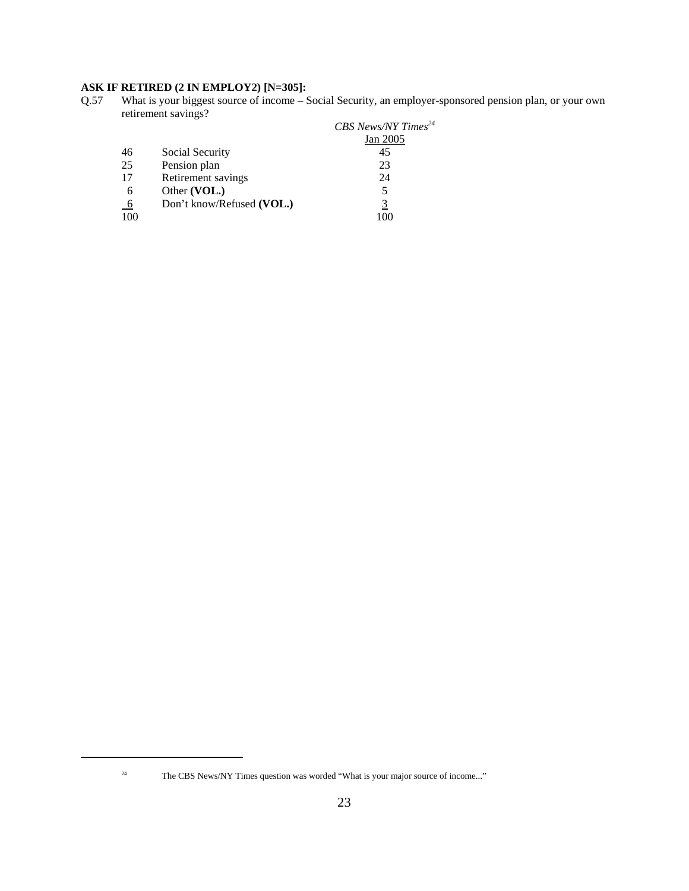**ASK IF RETIRED (2 IN EMPLOY2) [N=305]:**

Q.57 What is your biggest source of income – Social Security, an employer-sponsored pension plan, or your own retirement savings?

| | | *CBS News/NY Times*[24] Jan 2005 |
|---|---|---|
| 46 | Social Security | 45 |
| 25 | Pension plan | 23 |
| 17 | Retirement savings | 24 |
| 6 | Other **(VOL.)** | 5 |
| 6 | Don't know/Refused **(VOL.)** | 3 |
| 100 | | 100 |

[24] The CBS News/NY Times question was worded "What is your major source of income..."